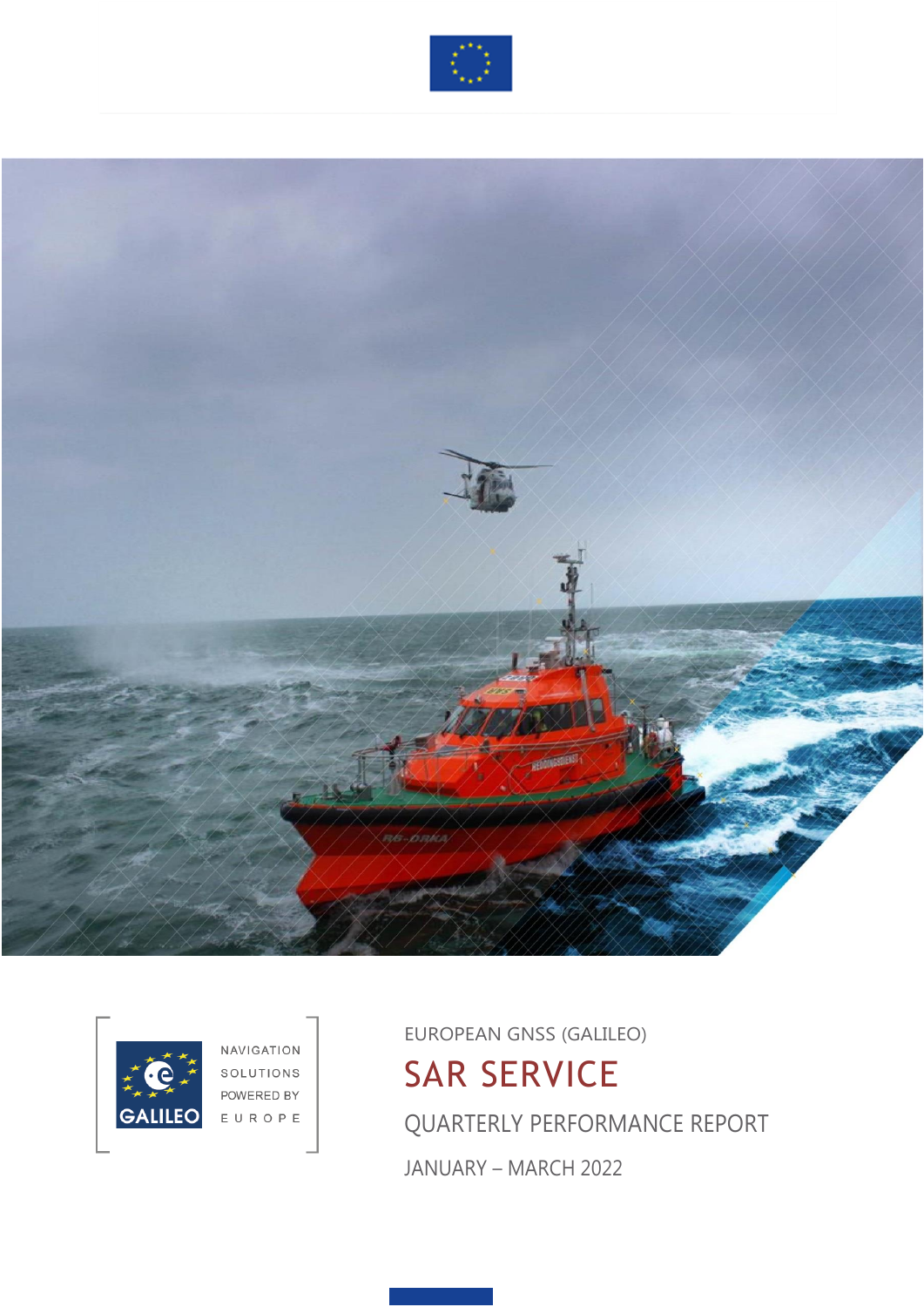NAVIGATION SOLUTIONS POWERED BY EUROPE

EUROPEAN GNSS (GALILEO)

# SAR SERVICE

QUARTERLY PERFORMANCE REPORT

JANUARY – MARCH 2022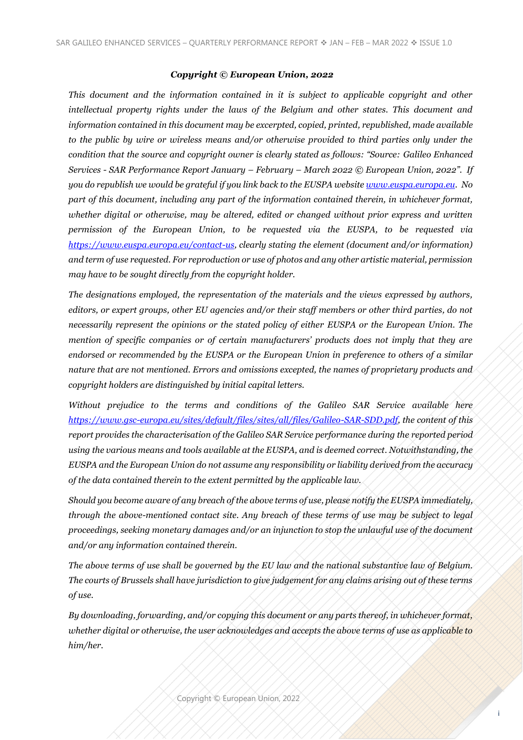***Copyright © European Union, 2022***

*This document and the information contained in it is subject to applicable copyright and other intellectual property rights under the laws of the Belgium and other states. This document and information contained in this document may be excerpted, copied, printed, republished, made available to the public by wire or wireless means and/or otherwise provided to third parties only under the condition that the source and copyright owner is clearly stated as follows: "Source: Galileo Enhanced Services - SAR Performance Report January – February – March 2022 © European Union, 2022". If you do republish we would be grateful if you link back to the EUSPA website [www.euspa.europa.eu](www.euspa.europa.eu). No part of this document, including any part of the information contained therein, in whichever format, whether digital or otherwise, may be altered, edited or changed without prior express and written permission of the European Union, to be requested via the EUSPA, to be requested via [https://www.euspa.europa.eu/contact-us](https://www.euspa.europa.eu/contact-us), clearly stating the element (document and/or information) and term of use requested. For reproduction or use of photos and any other artistic material, permission may have to be sought directly from the copyright holder.*

*The designations employed, the representation of the materials and the views expressed by authors, editors, or expert groups, other EU agencies and/or their staff members or other third parties, do not necessarily represent the opinions or the stated policy of either EUSPA or the European Union. The mention of specific companies or of certain manufacturers' products does not imply that they are endorsed or recommended by the EUSPA or the European Union in preference to others of a similar nature that are not mentioned. Errors and omissions excepted, the names of proprietary products and copyright holders are distinguished by initial capital letters.*

*Without prejudice to the terms and conditions of the Galileo SAR Service available here [https://www.gsc-europa.eu/sites/default/files/sites/all/files/Galileo-SAR-SDD.pdf](https://www.gsc-europa.eu/sites/default/files/sites/all/files/Galileo-SAR-SDD.pdf), the content of this report provides the characterisation of the Galileo SAR Service performance during the reported period using the various means and tools available at the EUSPA, and is deemed correct. Notwithstanding, the EUSPA and the European Union do not assume any responsibility or liability derived from the accuracy of the data contained therein to the extent permitted by the applicable law.*

*Should you become aware of any breach of the above terms of use, please notify the EUSPA immediately, through the above-mentioned contact site. Any breach of these terms of use may be subject to legal proceedings, seeking monetary damages and/or an injunction to stop the unlawful use of the document and/or any information contained therein.*

*The above terms of use shall be governed by the EU law and the national substantive law of Belgium. The courts of Brussels shall have jurisdiction to give judgement for any claims arising out of these terms of use.*

*By downloading, forwarding, and/or copying this document or any parts thereof, in whichever format, whether digital or otherwise, the user acknowledges and accepts the above terms of use as applicable to him/her.*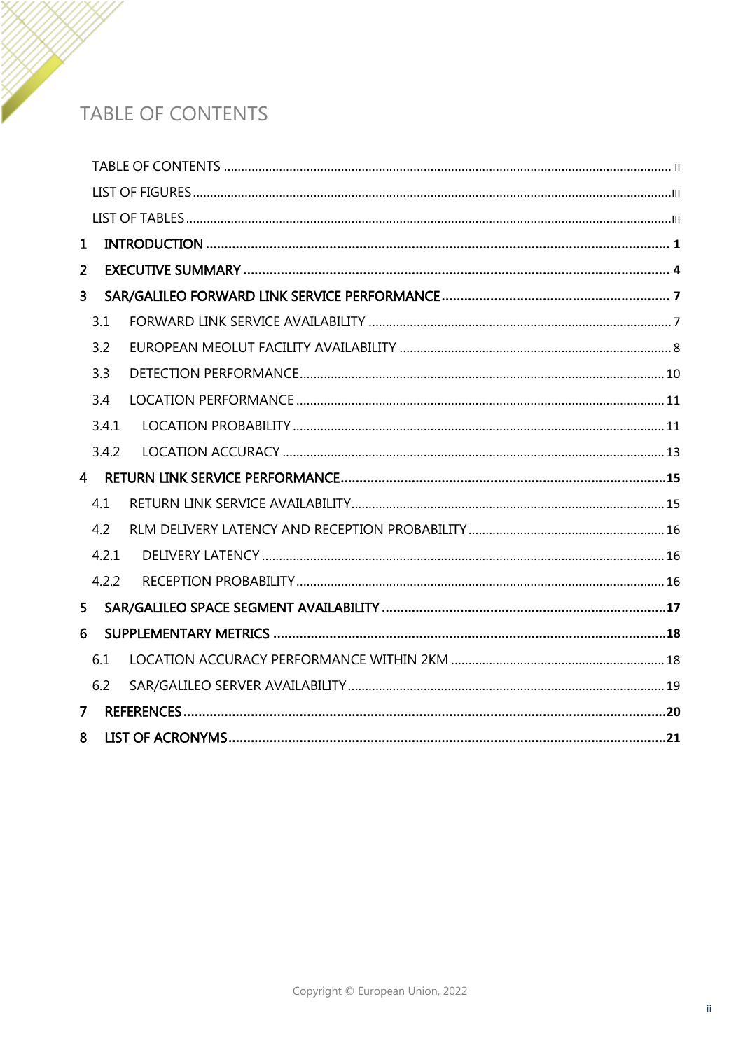# TABLE OF CONTENTS

TABLE OF CONTENTS ..... II

LIST OF FIGURES ..... III

LIST OF TABLES ..... III

**1 INTRODUCTION ..... 1**

**2 EXECUTIVE SUMMARY ..... 4**

**3 SAR/GALILEO FORWARD LINK SERVICE PERFORMANCE ..... 7**

- 3.1 FORWARD LINK SERVICE AVAILABILITY ..... 7
- 3.2 EUROPEAN MEOLUT FACILITY AVAILABILITY ..... 8
- 3.3 DETECTION PERFORMANCE ..... 10
- 3.4 LOCATION PERFORMANCE ..... 11
- 3.4.1 LOCATION PROBABILITY ..... 11
- 3.4.2 LOCATION ACCURACY ..... 13

**4 RETURN LINK SERVICE PERFORMANCE ..... 15**

- 4.1 RETURN LINK SERVICE AVAILABILITY ..... 15
- 4.2 RLM DELIVERY LATENCY AND RECEPTION PROBABILITY ..... 16
- 4.2.1 DELIVERY LATENCY ..... 16
- 4.2.2 RECEPTION PROBABILITY ..... 16

**5 SAR/GALILEO SPACE SEGMENT AVAILABILITY ..... 17**

**6 SUPPLEMENTARY METRICS ..... 18**

- 6.1 LOCATION ACCURACY PERFORMANCE WITHIN 2KM ..... 18
- 6.2 SAR/GALILEO SERVER AVAILABILITY ..... 19

**7 REFERENCES ..... 20**

**8 LIST OF ACRONYMS ..... 21**

Copyright © European Union, 2022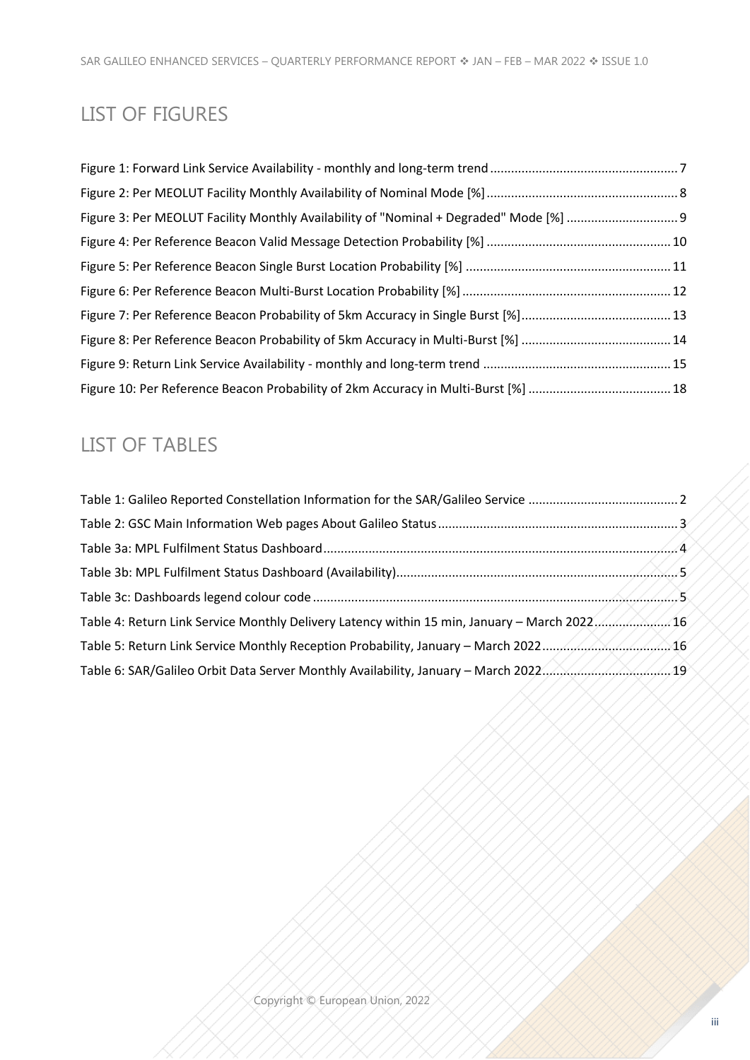# LIST OF FIGURES

Figure 1: Forward Link Service Availability - monthly and long-term trend ..................................................... 7
Figure 2: Per MEOLUT Facility Monthly Availability of Nominal Mode [%] ...................................................... 8
Figure 3: Per MEOLUT Facility Monthly Availability of "Nominal + Degraded" Mode [%] ............................... 9
Figure 4: Per Reference Beacon Valid Message Detection Probability [%] .................................................... 10
Figure 5: Per Reference Beacon Single Burst Location Probability [%] .......................................................... 11
Figure 6: Per Reference Beacon Multi-Burst Location Probability [%] ........................................................... 12
Figure 7: Per Reference Beacon Probability of 5km Accuracy in Single Burst [%] .......................................... 13
Figure 8: Per Reference Beacon Probability of 5km Accuracy in Multi-Burst [%] .......................................... 14
Figure 9: Return Link Service Availability - monthly and long-term trend ..................................................... 15
Figure 10: Per Reference Beacon Probability of 2km Accuracy in Multi-Burst [%] ........................................ 18

# LIST OF TABLES

Table 1: Galileo Reported Constellation Information for the SAR/Galileo Service .......................................... 2
Table 2: GSC Main Information Web pages About Galileo Status .................................................................... 3
Table 3a: MPL Fulfilment Status Dashboard ..................................................................................................... 4
Table 3b: MPL Fulfilment Status Dashboard (Availability) ................................................................................ 5
Table 3c: Dashboards legend colour code ........................................................................................................ 5
Table 4: Return Link Service Monthly Delivery Latency within 15 min, January – March 2022 ...................... 16
Table 5: Return Link Service Monthly Reception Probability, January – March 2022 .................................... 16
Table 6: SAR/Galileo Orbit Data Server Monthly Availability, January – March 2022 .................................... 19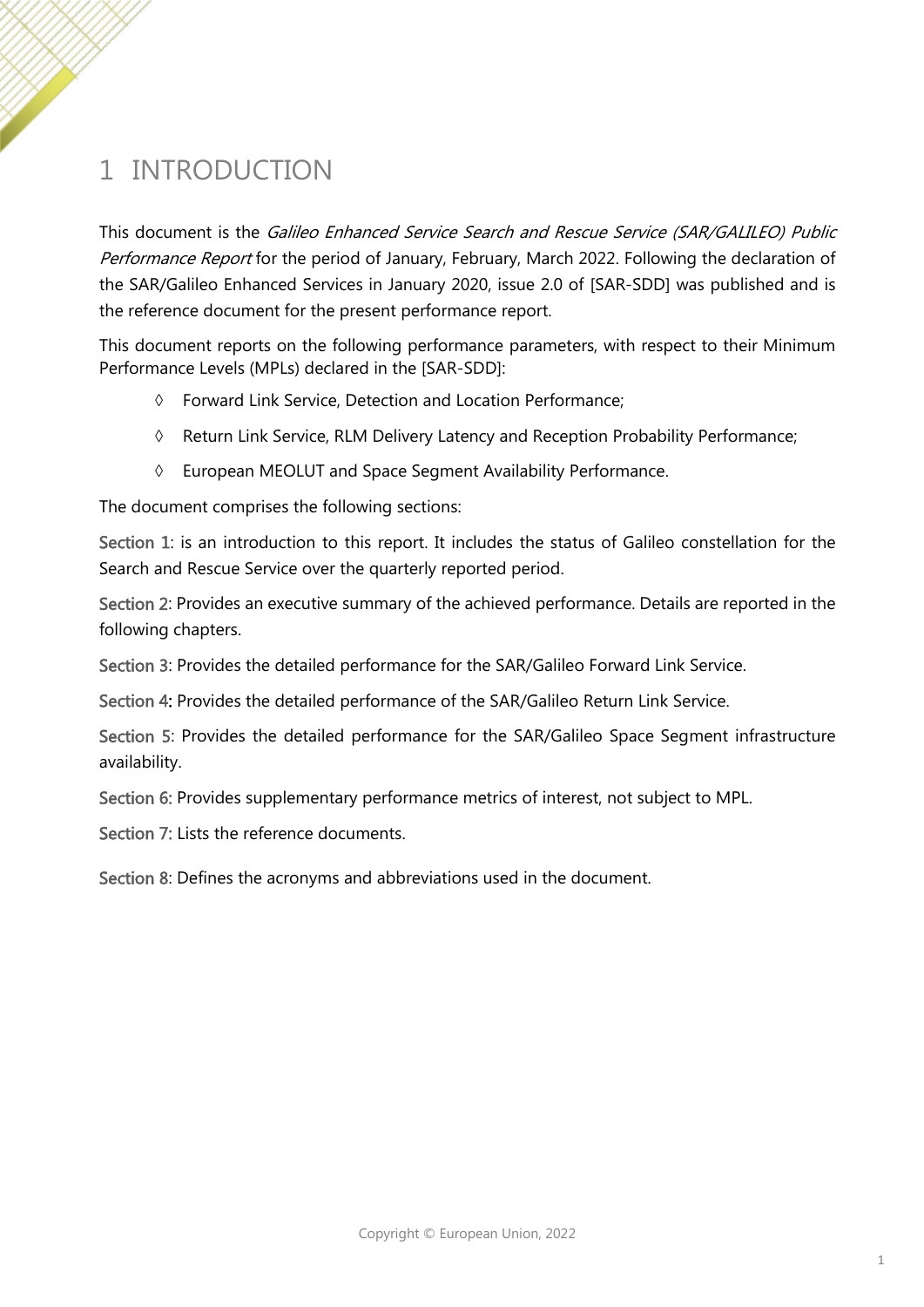# 1 INTRODUCTION

This document is the *Galileo Enhanced Service Search and Rescue Service (SAR/GALILEO) Public Performance Report* for the period of January, February, March 2022. Following the declaration of the SAR/Galileo Enhanced Services in January 2020, issue 2.0 of [SAR-SDD] was published and is the reference document for the present performance report.

This document reports on the following performance parameters, with respect to their Minimum Performance Levels (MPLs) declared in the [SAR-SDD]:

- Forward Link Service, Detection and Location Performance;
- Return Link Service, RLM Delivery Latency and Reception Probability Performance;
- European MEOLUT and Space Segment Availability Performance.

The document comprises the following sections:

Section 1: is an introduction to this report. It includes the status of Galileo constellation for the Search and Rescue Service over the quarterly reported period.

Section 2: Provides an executive summary of the achieved performance. Details are reported in the following chapters.

Section 3: Provides the detailed performance for the SAR/Galileo Forward Link Service.

Section 4: Provides the detailed performance of the SAR/Galileo Return Link Service.

Section 5: Provides the detailed performance for the SAR/Galileo Space Segment infrastructure availability.

Section 6: Provides supplementary performance metrics of interest, not subject to MPL.

Section 7: Lists the reference documents.

Section 8: Defines the acronyms and abbreviations used in the document.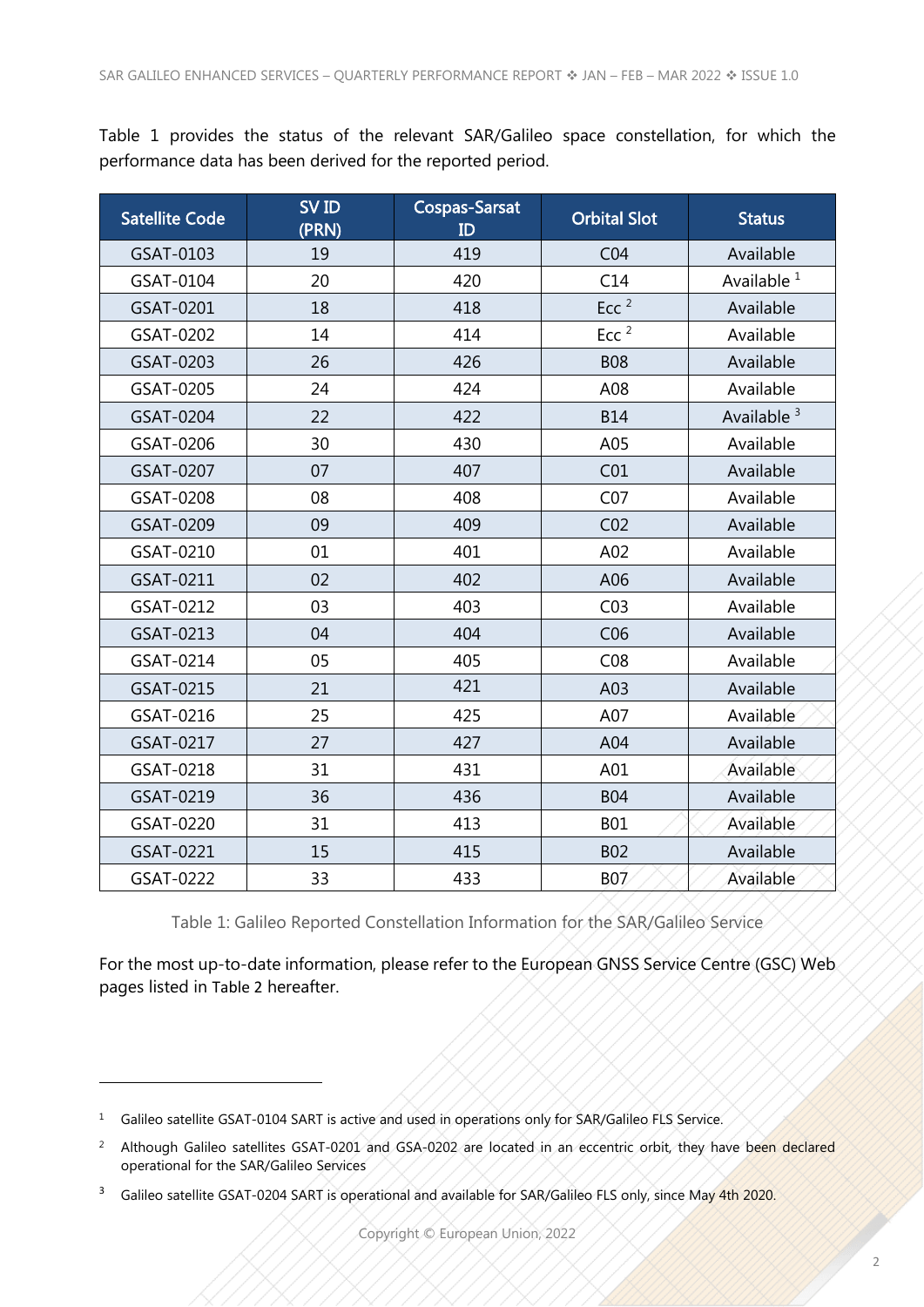Table 1 provides the status of the relevant SAR/Galileo space constellation, for which the performance data has been derived for the reported period.

| Satellite Code | SV ID (PRN) | Cospas-Sarsat ID | Orbital Slot | Status |
|---|---|---|---|---|
| GSAT-0103 | 19 | 419 | C04 | Available |
| GSAT-0104 | 20 | 420 | C14 | Available [1] |
| GSAT-0201 | 18 | 418 | Ecc [2] | Available |
| GSAT-0202 | 14 | 414 | Ecc [2] | Available |
| GSAT-0203 | 26 | 426 | B08 | Available |
| GSAT-0205 | 24 | 424 | A08 | Available |
| GSAT-0204 | 22 | 422 | B14 | Available [3] |
| GSAT-0206 | 30 | 430 | A05 | Available |
| GSAT-0207 | 07 | 407 | C01 | Available |
| GSAT-0208 | 08 | 408 | C07 | Available |
| GSAT-0209 | 09 | 409 | C02 | Available |
| GSAT-0210 | 01 | 401 | A02 | Available |
| GSAT-0211 | 02 | 402 | A06 | Available |
| GSAT-0212 | 03 | 403 | C03 | Available |
| GSAT-0213 | 04 | 404 | C06 | Available |
| GSAT-0214 | 05 | 405 | C08 | Available |
| GSAT-0215 | 21 | 421 | A03 | Available |
| GSAT-0216 | 25 | 425 | A07 | Available |
| GSAT-0217 | 27 | 427 | A04 | Available |
| GSAT-0218 | 31 | 431 | A01 | Available |
| GSAT-0219 | 36 | 436 | B04 | Available |
| GSAT-0220 | 31 | 413 | B01 | Available |
| GSAT-0221 | 15 | 415 | B02 | Available |
| GSAT-0222 | 33 | 433 | B07 | Available |

Table 1: Galileo Reported Constellation Information for the SAR/Galileo Service

For the most up-to-date information, please refer to the European GNSS Service Centre (GSC) Web pages listed in Table 2 hereafter.

[1] Galileo satellite GSAT-0104 SART is active and used in operations only for SAR/Galileo FLS Service.

[2] Although Galileo satellites GSAT-0201 and GSA-0202 are located in an eccentric orbit, they have been declared operational for the SAR/Galileo Services

[3] Galileo satellite GSAT-0204 SART is operational and available for SAR/Galileo FLS only, since May 4th 2020.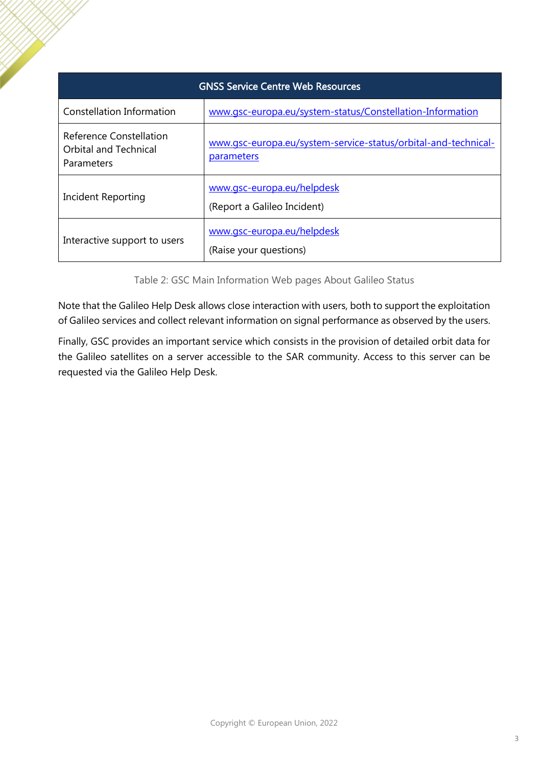| GNSS Service Centre Web Resources | |
|---|---|
| Constellation Information | [www.gsc-europa.eu/system-status/Constellation-Information](www.gsc-europa.eu/system-status/Constellation-Information) |
| Reference Constellation Orbital and Technical Parameters | [www.gsc-europa.eu/system-service-status/orbital-and-technical-parameters](www.gsc-europa.eu/system-service-status/orbital-and-technical-parameters) |
| Incident Reporting | [www.gsc-europa.eu/helpdesk](www.gsc-europa.eu/helpdesk) (Report a Galileo Incident) |
| Interactive support to users | [www.gsc-europa.eu/helpdesk](www.gsc-europa.eu/helpdesk) (Raise your questions) |

Table 2: GSC Main Information Web pages About Galileo Status

Note that the Galileo Help Desk allows close interaction with users, both to support the exploitation of Galileo services and collect relevant information on signal performance as observed by the users.

Finally, GSC provides an important service which consists in the provision of detailed orbit data for the Galileo satellites on a server accessible to the SAR community. Access to this server can be requested via the Galileo Help Desk.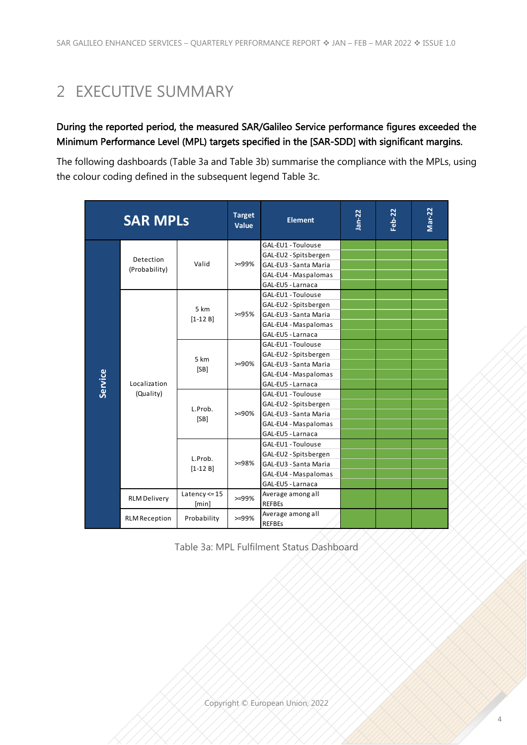# 2 EXECUTIVE SUMMARY

**During the reported period, the measured SAR/Galileo Service performance figures exceeded the Minimum Performance Level (MPL) targets specified in the [SAR-SDD] with significant margins.**

The following dashboards (Table 3a and Table 3b) summarise the compliance with the MPLs, using the colour coding defined in the subsequent legend Table 3c.

| SAR MPLs | | | Target Value | Element | Jan-22 | Feb-22 | Mar-22 |
|---|---|---|---|---|---|---|---|
| Service | Detection (Probability) | Valid | >=99% | GAL-EU1 - Toulouse | | | |
| | | | | GAL-EU2 - Spitsbergen | | | |
| | | | | GAL-EU3 - Santa Maria | | | |
| | | | | GAL-EU4 - Maspalomas | | | |
| | | | | GAL-EU5 - Larnaca | | | |
| | Localization (Quality) | 5 km [1-12 B] | >=95% | GAL-EU1 - Toulouse | | | |
| | | | | GAL-EU2 - Spitsbergen | | | |
| | | | | GAL-EU3 - Santa Maria | | | |
| | | | | GAL-EU4 - Maspalomas | | | |
| | | | | GAL-EU5 - Larnaca | | | |
| | | 5 km [SB] | >=90% | GAL-EU1 - Toulouse | | | |
| | | | | GAL-EU2 - Spitsbergen | | | |
| | | | | GAL-EU3 - Santa Maria | | | |
| | | | | GAL-EU4 - Maspalomas | | | |
| | | | | GAL-EU5 - Larnaca | | | |
| | | L.Prob. [SB] | >=90% | GAL-EU1 - Toulouse | | | |
| | | | | GAL-EU2 - Spitsbergen | | | |
| | | | | GAL-EU3 - Santa Maria | | | |
| | | | | GAL-EU4 - Maspalomas | | | |
| | | | | GAL-EU5 - Larnaca | | | |
| | | L.Prob. [1-12 B] | >=98% | GAL-EU1 - Toulouse | | | |
| | | | | GAL-EU2 - Spitsbergen | | | |
| | | | | GAL-EU3 - Santa Maria | | | |
| | | | | GAL-EU4 - Maspalomas | | | |
| | | | | GAL-EU5 - Larnaca | | | |
| | RLM Delivery | Latency <= 15 [min] | >=99% | Average among all REFBEs | | | |
| | RLM Reception | Probability | >=99% | Average among all REFBEs | | | |

Table 3a: MPL Fulfilment Status Dashboard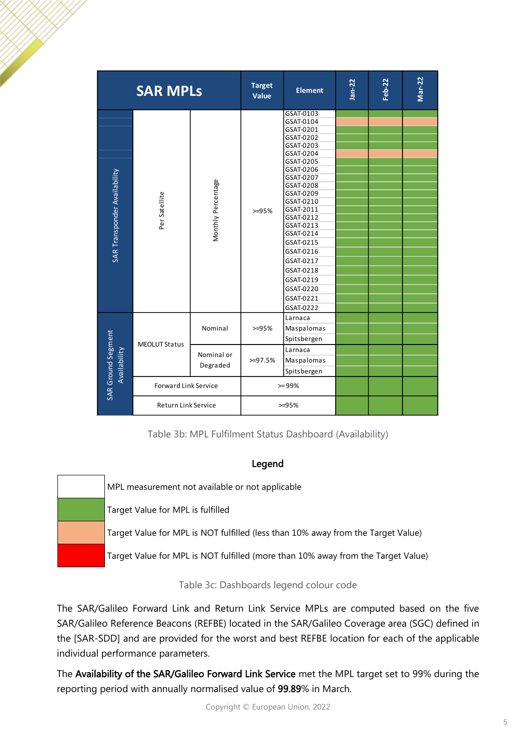| SAR MPLs | | | Target Value | Element | Jan-22 | Feb-22 | Mar-22 |
|---|---|---|---|---|---|---|---|
| SAR Transponder Availability | Per Satellite | Monthly Percentage | >=95% | GSAT-0103 | Green | Green | Green |
| | | | | GSAT-0104 | Orange | Orange | Orange |
| | | | | GSAT-0201 | Green | Green | Green |
| | | | | GSAT-0202 | Green | Green | Green |
| | | | | GSAT-0203 | Green | Green | Green |
| | | | | GSAT-0204 | Orange | Orange | Orange |
| | | | | GSAT-0205 | Green | Green | Green |
| | | | | GSAT-0206 | Green | Green | Green |
| | | | | GSAT-0207 | Green | Green | Green |
| | | | | GSAT-0208 | Green | Green | Green |
| | | | | GSAT-0209 | Green | Green | Green |
| | | | | GSAT-0210 | Green | Green | Green |
| | | | | GSAT-2011 | Green | Green | Green |
| | | | | GSAT-0212 | Green | Green | Green |
| | | | | GSAT-0213 | Green | Green | Green |
| | | | | GSAT-0214 | Green | Green | Green |
| | | | | GSAT-0215 | Green | Green | Green |
| | | | | GSAT-0216 | Green | Green | Green |
| | | | | GSAT-0217 | Green | Green | Green |
| | | | | GSAT-0218 | Green | Green | Green |
| | | | | GSAT-0219 | Green | Green | Green |
| | | | | GSAT-0220 | Green | Green | Green |
| | | | | GSAT-0221 | Green | Green | Green |
| | | | | GSAT-0222 | Green | Green | Green |
| SAR Ground Segment Availability | MEOLUT Status | Nominal | >=95% | Larnaca | Green | Green | Green |
| | | | | Maspalomas | Green | Green | Green |
| | | | | Spitsbergen | Green | Green | Green |
| | | Nominal or Degraded | >=97.5% | Larnaca | Green | Green | Green |
| | | | | Maspalomas | Green | Green | Green |
| | | | | Spitsbergen | Green | Green | Green |
| | Forward Link Service | | >=99% | | Green | Green | Green |
| | Return Link Service | | >=95% | | Green | Green | Green |

Table 3b: MPL Fulfilment Status Dashboard (Availability)

**Legend**

| Colour | Meaning |
|---|---|
| White | MPL measurement not available or not applicable |
| Green | Target Value for MPL is fulfilled |
| Orange | Target Value for MPL is NOT fulfilled (less than 10% away from the Target Value) |
| Red | Target Value for MPL is NOT fulfilled (more than 10% away from the Target Value) |

Table 3c: Dashboards legend colour code

The SAR/Galileo Forward Link and Return Link Service MPLs are computed based on the five SAR/Galileo Reference Beacons (REFBE) located in the SAR/Galileo Coverage area (SGC) defined in the [SAR-SDD] and are provided for the worst and best REFBE location for each of the applicable individual performance parameters.

The **Availability of the SAR/Galileo Forward Link Service** met the MPL target set to 99% during the reporting period with annually normalised value of **99.89**% in March.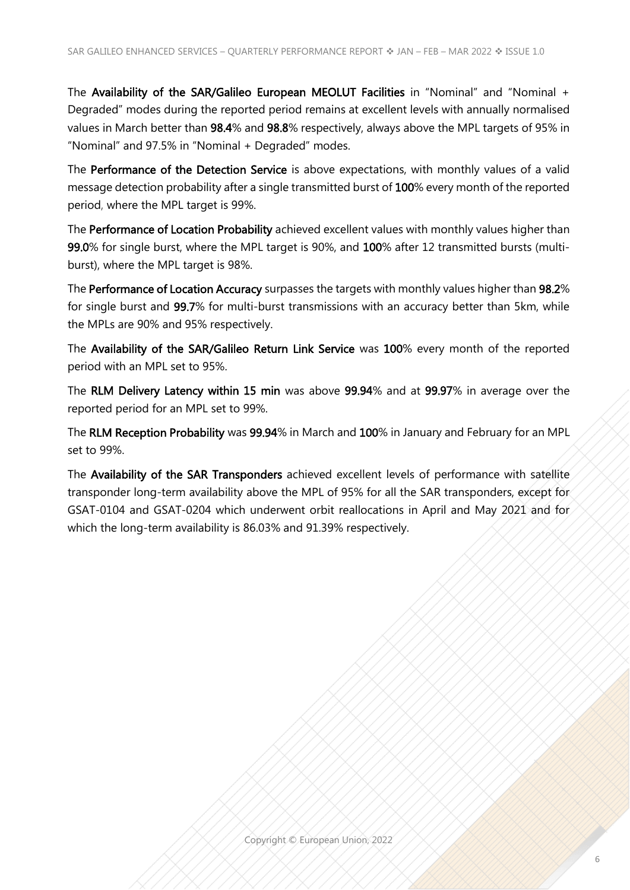The **Availability of the SAR/Galileo European MEOLUT Facilities** in "Nominal" and "Nominal + Degraded" modes during the reported period remains at excellent levels with annually normalised values in March better than **98.4**% and **98.8**% respectively, always above the MPL targets of 95% in "Nominal" and 97.5% in "Nominal + Degraded" modes.

The **Performance of the Detection Service** is above expectations, with monthly values of a valid message detection probability after a single transmitted burst of **100**% every month of the reported period, where the MPL target is 99%.

The **Performance of Location Probability** achieved excellent values with monthly values higher than **99.0**% for single burst, where the MPL target is 90%, and **100**% after 12 transmitted bursts (multi-burst), where the MPL target is 98%.

The **Performance of Location Accuracy** surpasses the targets with monthly values higher than **98.2**% for single burst and **99.7**% for multi-burst transmissions with an accuracy better than 5km, while the MPLs are 90% and 95% respectively.

The **Availability of the SAR/Galileo Return Link Service** was **100**% every month of the reported period with an MPL set to 95%.

The **RLM Delivery Latency within 15 min** was above **99.94**% and at **99.97**% in average over the reported period for an MPL set to 99%.

The **RLM Reception Probability** was **99.94**% in March and **100**% in January and February for an MPL set to 99%.

The **Availability of the SAR Transponders** achieved excellent levels of performance with satellite transponder long-term availability above the MPL of 95% for all the SAR transponders, except for GSAT-0104 and GSAT-0204 which underwent orbit reallocations in April and May 2021 and for which the long-term availability is 86.03% and 91.39% respectively.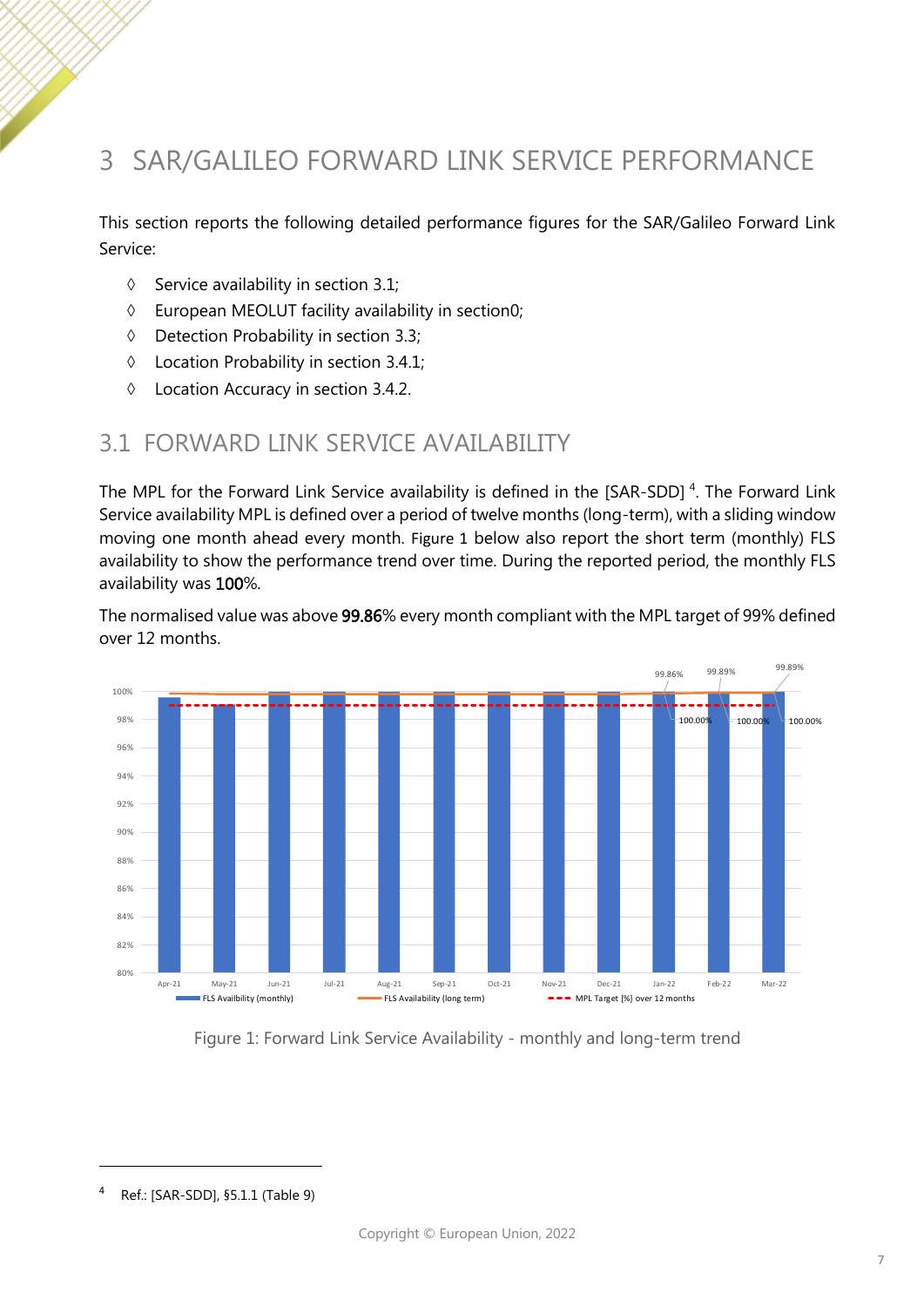# 3 SAR/GALILEO FORWARD LINK SERVICE PERFORMANCE

This section reports the following detailed performance figures for the SAR/Galileo Forward Link Service:

- Service availability in section 3.1;
- European MEOLUT facility availability in section0;
- Detection Probability in section 3.3;
- Location Probability in section 3.4.1;
- Location Accuracy in section 3.4.2.

## 3.1 FORWARD LINK SERVICE AVAILABILITY

The MPL for the Forward Link Service availability is defined in the [SAR-SDD] [4]. The Forward Link Service availability MPL is defined over a period of twelve months (long-term), with a sliding window moving one month ahead every month. Figure 1 below also report the short term (monthly) FLS availability to show the performance trend over time. During the reported period, the monthly FLS availability was 100%.

The normalised value was above 99.86% every month compliant with the MPL target of 99% defined over 12 months.

Figure 1: Forward Link Service Availability - monthly and long-term trend

---

[4] Ref.: [SAR-SDD], §5.1.1 (Table 9)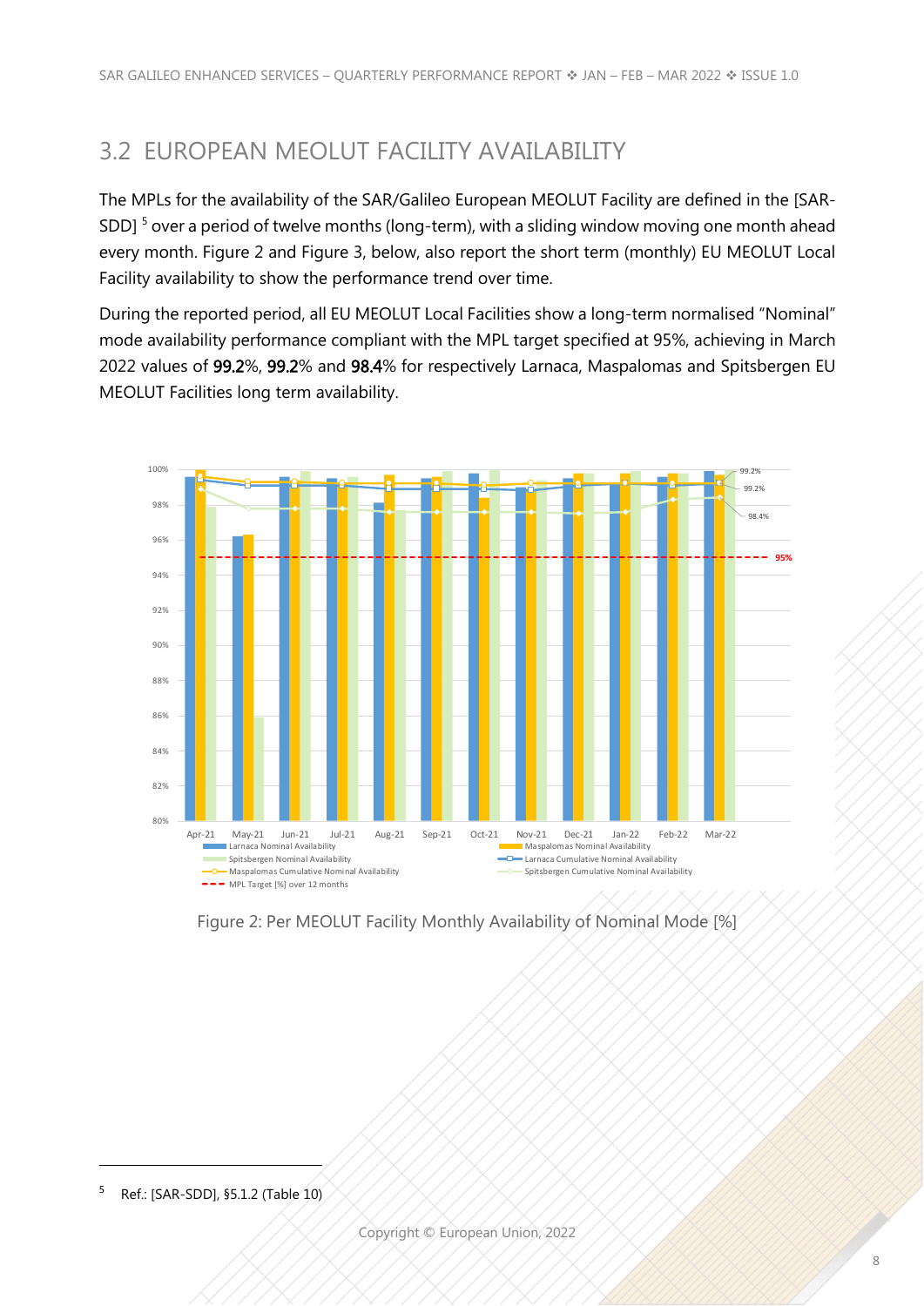## 3.2 EUROPEAN MEOLUT FACILITY AVAILABILITY

The MPLs for the availability of the SAR/Galileo European MEOLUT Facility are defined in the [SAR-SDD] [5] over a period of twelve months (long-term), with a sliding window moving one month ahead every month. Figure 2 and Figure 3, below, also report the short term (monthly) EU MEOLUT Local Facility availability to show the performance trend over time.

During the reported period, all EU MEOLUT Local Facilities show a long-term normalised "Nominal" mode availability performance compliant with the MPL target specified at 95%, achieving in March 2022 values of **99.2**%, **99.2**% and **98.4**% for respectively Larnaca, Maspalomas and Spitsbergen EU MEOLUT Facilities long term availability.

Figure 2: Per MEOLUT Facility Monthly Availability of Nominal Mode [%]

---

[5] Ref.: [SAR-SDD], §5.1.2 (Table 10)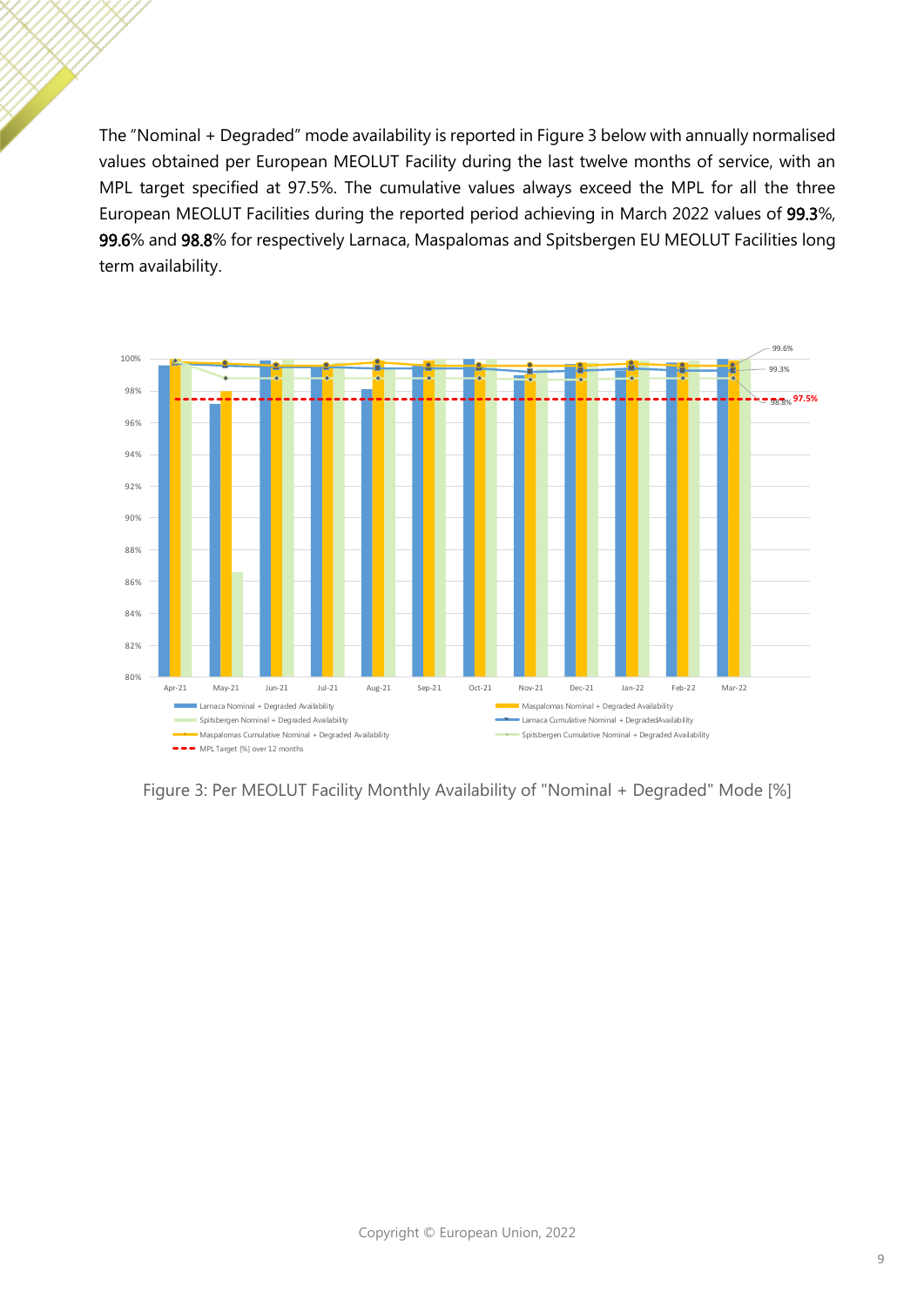The "Nominal + Degraded" mode availability is reported in Figure 3 below with annually normalised values obtained per European MEOLUT Facility during the last twelve months of service, with an MPL target specified at 97.5%. The cumulative values always exceed the MPL for all the three European MEOLUT Facilities during the reported period achieving in March 2022 values of **99.3**%, **99.6**% and **98.8**% for respectively Larnaca, Maspalomas and Spitsbergen EU MEOLUT Facilities long term availability.

Figure 3: Per MEOLUT Facility Monthly Availability of "Nominal + Degraded" Mode [%]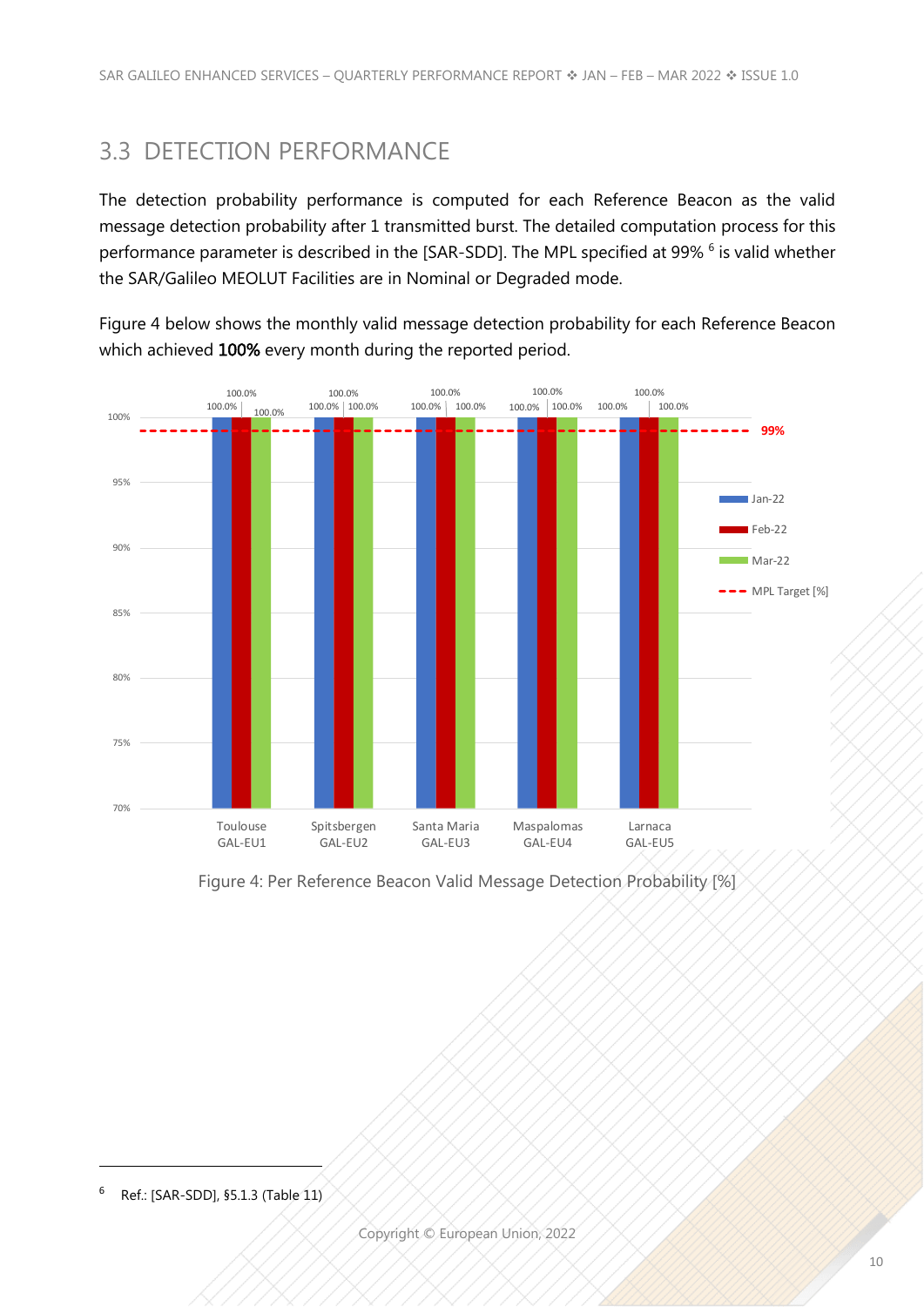## 3.3 DETECTION PERFORMANCE

The detection probability performance is computed for each Reference Beacon as the valid message detection probability after 1 transmitted burst. The detailed computation process for this performance parameter is described in the [SAR-SDD]. The MPL specified at 99% [6] is valid whether the SAR/Galileo MEOLUT Facilities are in Nominal or Degraded mode.

Figure 4 below shows the monthly valid message detection probability for each Reference Beacon which achieved **100%** every month during the reported period.

| Reference Beacon | Jan-22 | Feb-22 | Mar-22 | MPL Target [%] |
|---|---|---|---|---|
| Toulouse GAL-EU1 | 100.0% | 100.0% | 100.0% | 99% |
| Spitsbergen GAL-EU2 | 100.0% | 100.0% | 100.0% | 99% |
| Santa Maria GAL-EU3 | 100.0% | 100.0% | 100.0% | 99% |
| Maspalomas GAL-EU4 | 100.0% | 100.0% | 100.0% | 99% |
| Larnaca GAL-EU5 | 100.0% | 100.0% | 100.0% | 99% |

Figure 4: Per Reference Beacon Valid Message Detection Probability [%]

[6] Ref.: [SAR-SDD], §5.1.3 (Table 11)

Copyright © European Union, 2022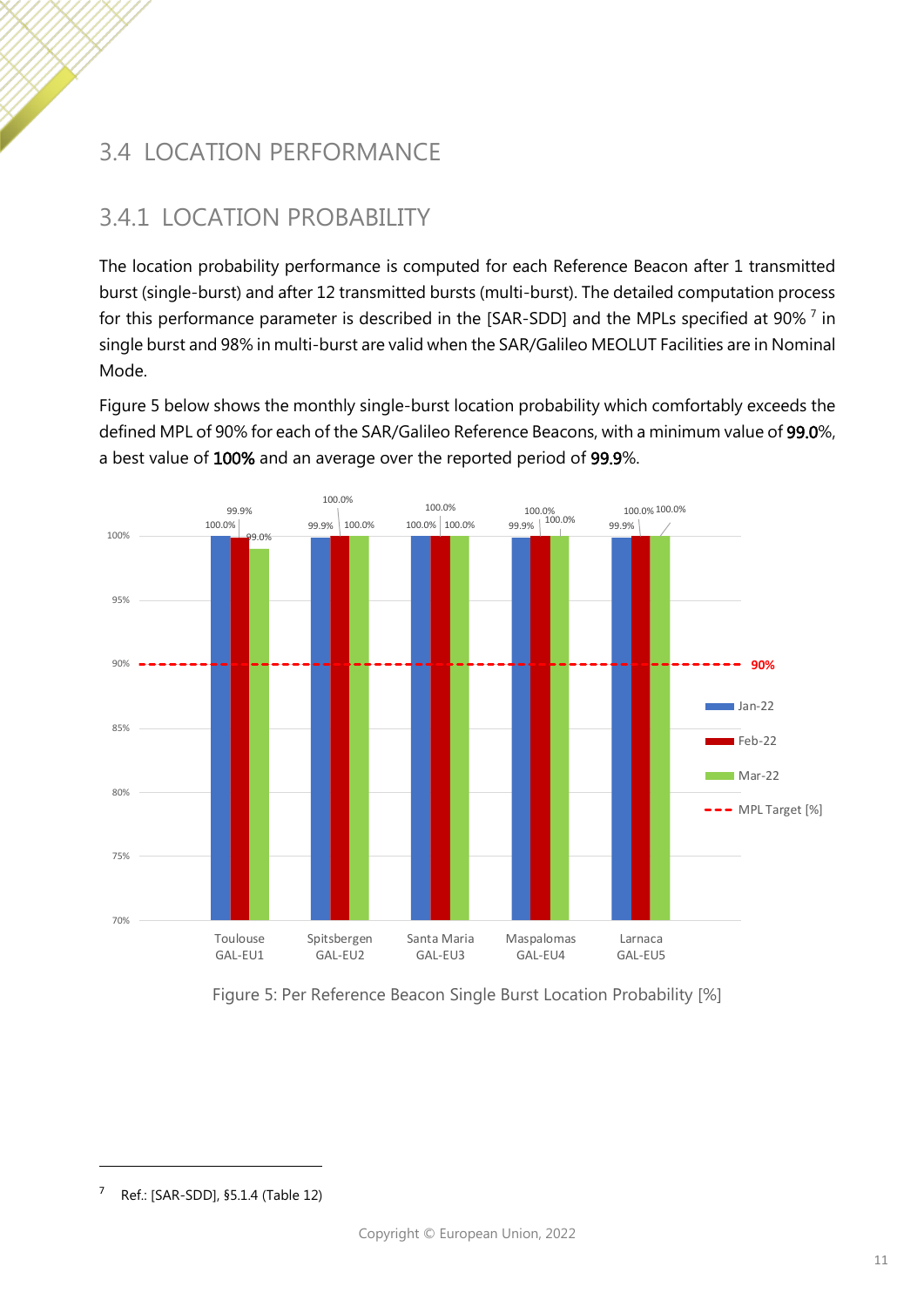## 3.4 LOCATION PERFORMANCE

### 3.4.1 LOCATION PROBABILITY

The location probability performance is computed for each Reference Beacon after 1 transmitted burst (single-burst) and after 12 transmitted bursts (multi-burst). The detailed computation process for this performance parameter is described in the [SAR-SDD] and the MPLs specified at 90% [7] in single burst and 98% in multi-burst are valid when the SAR/Galileo MEOLUT Facilities are in Nominal Mode.

Figure 5 below shows the monthly single-burst location probability which comfortably exceeds the defined MPL of 90% for each of the SAR/Galileo Reference Beacons, with a minimum value of **99.0**%, a best value of **100%** and an average over the reported period of **99.9**%.

| Reference Beacon | Jan-22 | Feb-22 | Mar-22 |
|---|---|---|---|
| Toulouse GAL-EU1 | 100.0% | 99.9% | 99.0% |
| Spitsbergen GAL-EU2 | 99.9% | 100.0% | 100.0% |
| Santa Maria GAL-EU3 | 100.0% | 100.0% | 100.0% |
| Maspalomas GAL-EU4 | 99.9% | 100.0% | 100.0% |
| Larnaca GAL-EU5 | 99.9% | 100.0% | 100.0% |

MPL Target [%]: 90%

Figure 5: Per Reference Beacon Single Burst Location Probability [%]

[7] Ref.: [SAR-SDD], §5.1.4 (Table 12)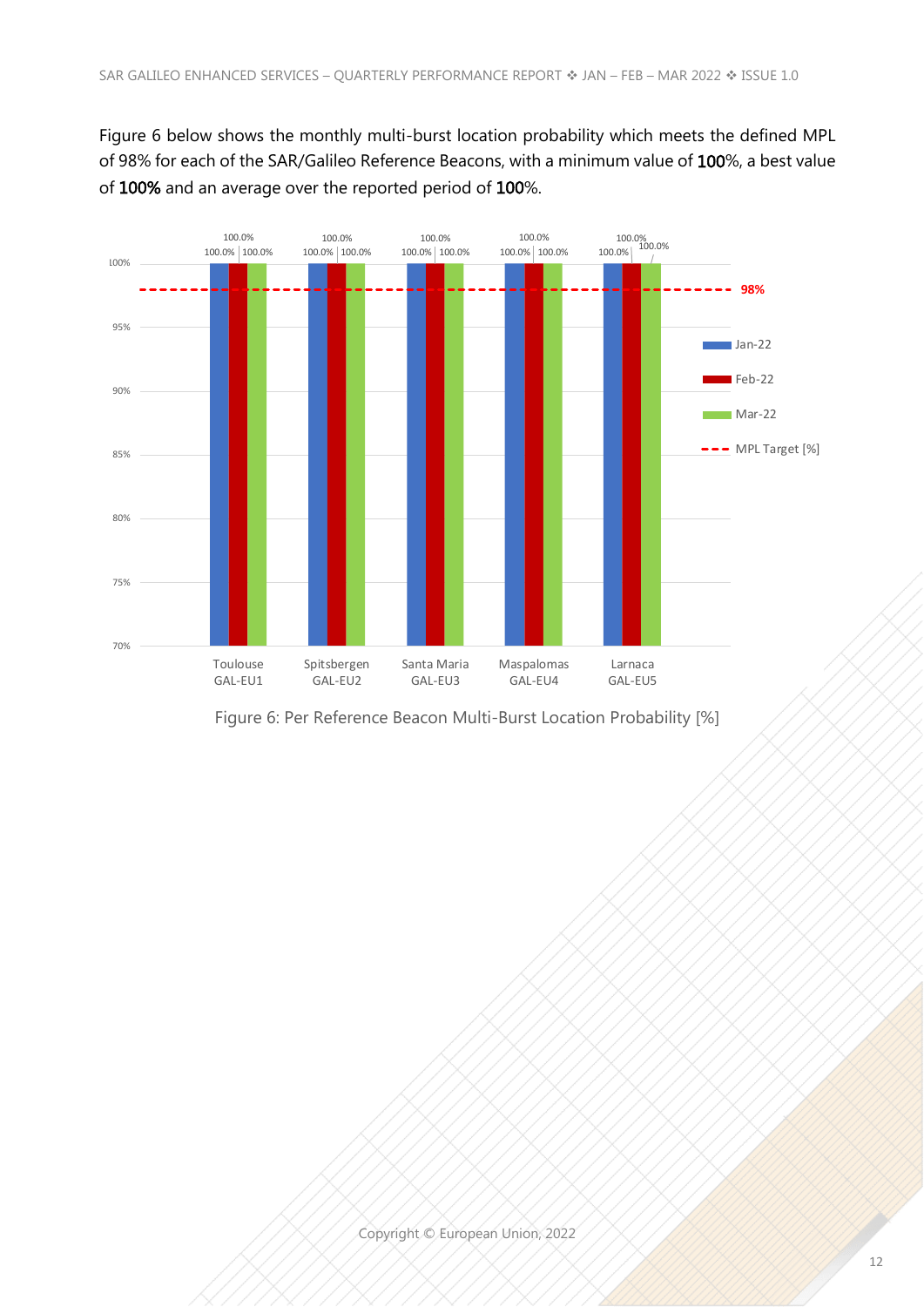Figure 6 below shows the monthly multi-burst location probability which meets the defined MPL of 98% for each of the SAR/Galileo Reference Beacons, with a minimum value of **100**%, a best value of **100%** and an average over the reported period of **100**%.

| Reference Beacon | Jan-22 | Feb-22 | Mar-22 |
| --- | --- | --- | --- |
| Toulouse GAL-EU1 | 100.0% | 100.0% | 100.0% |
| Spitsbergen GAL-EU2 | 100.0% | 100.0% | 100.0% |
| Santa Maria GAL-EU3 | 100.0% | 100.0% | 100.0% |
| Maspalomas GAL-EU4 | 100.0% | 100.0% | 100.0% |
| Larnaca GAL-EU5 | 100.0% | 100.0% | 100.0% |

MPL Target [%]: 98%

Figure 6: Per Reference Beacon Multi-Burst Location Probability [%]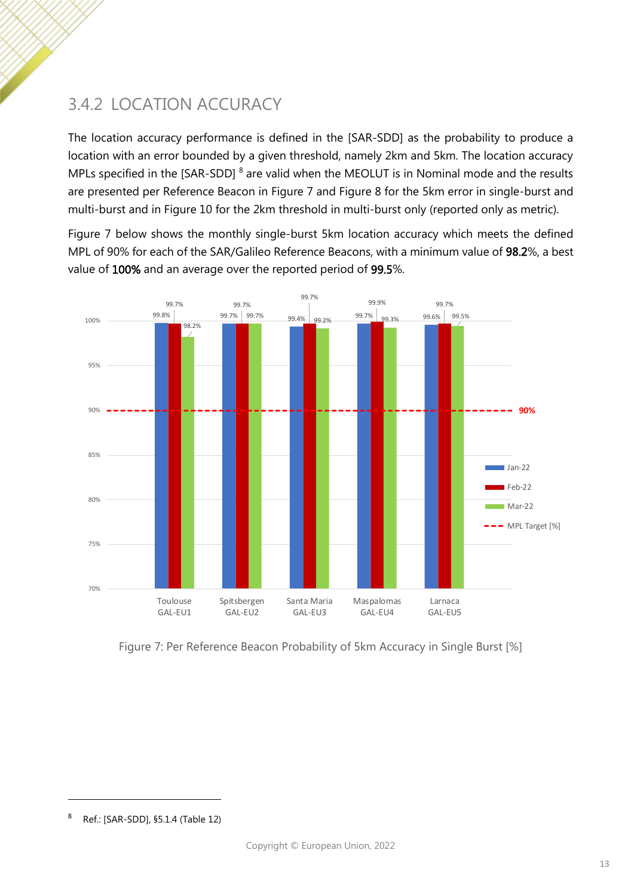## 3.4.2 LOCATION ACCURACY

The location accuracy performance is defined in the [SAR-SDD] as the probability to produce a location with an error bounded by a given threshold, namely 2km and 5km. The location accuracy MPLs specified in the [SAR-SDD] [8] are valid when the MEOLUT is in Nominal mode and the results are presented per Reference Beacon in Figure 7 and Figure 8 for the 5km error in single-burst and multi-burst and in Figure 10 for the 2km threshold in multi-burst only (reported only as metric).

Figure 7 below shows the monthly single-burst 5km location accuracy which meets the defined MPL of 90% for each of the SAR/Galileo Reference Beacons, with a minimum value of 98.2%, a best value of 100% and an average over the reported period of 99.5%.

| Reference Beacon | Jan-22 | Feb-22 | Mar-22 |
|---|---|---|---|
| Toulouse GAL-EU1 | 99.8% | 99.7% | 98.2% |
| Spitsbergen GAL-EU2 | 99.7% | 99.7% | 99.7% |
| Santa Maria GAL-EU3 | 99.4% | 99.7% | 99.2% |
| Maspalomas GAL-EU4 | 99.7% | 99.9% | 99.3% |
| Larnaca GAL-EU5 | 99.6% | 99.7% | 99.5% |

MPL Target [%]: 90%

Figure 7: Per Reference Beacon Probability of 5km Accuracy in Single Burst [%]

[8] Ref.: [SAR-SDD], §5.1.4 (Table 12)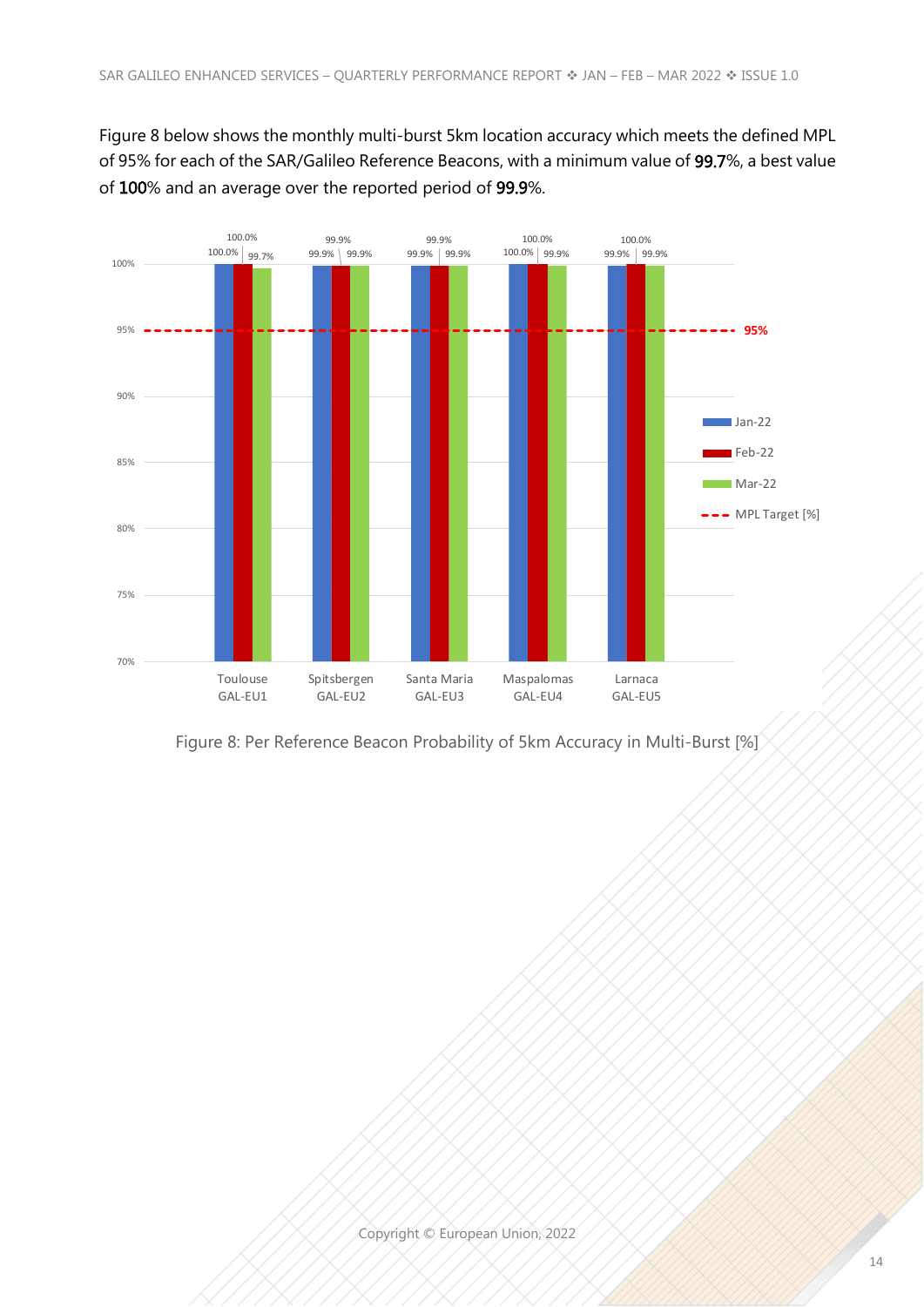Figure 8 below shows the monthly multi-burst 5km location accuracy which meets the defined MPL of 95% for each of the SAR/Galileo Reference Beacons, with a minimum value of **99.7**%, a best value of **100**% and an average over the reported period of **99.9**%.

| Reference Beacon | Jan-22 | Feb-22 | Mar-22 |
|---|---|---|---|
| Toulouse GAL-EU1 | 100.0% | 100.0% | 99.7% |
| Spitsbergen GAL-EU2 | 99.9% | 99.9% | 99.9% |
| Santa Maria GAL-EU3 | 99.9% | 99.9% | 99.9% |
| Maspalomas GAL-EU4 | 100.0% | 100.0% | 99.9% |
| Larnaca GAL-EU5 | 99.9% | 100.0% | 99.9% |

MPL Target [%]: 95%

Figure 8: Per Reference Beacon Probability of 5km Accuracy in Multi-Burst [%]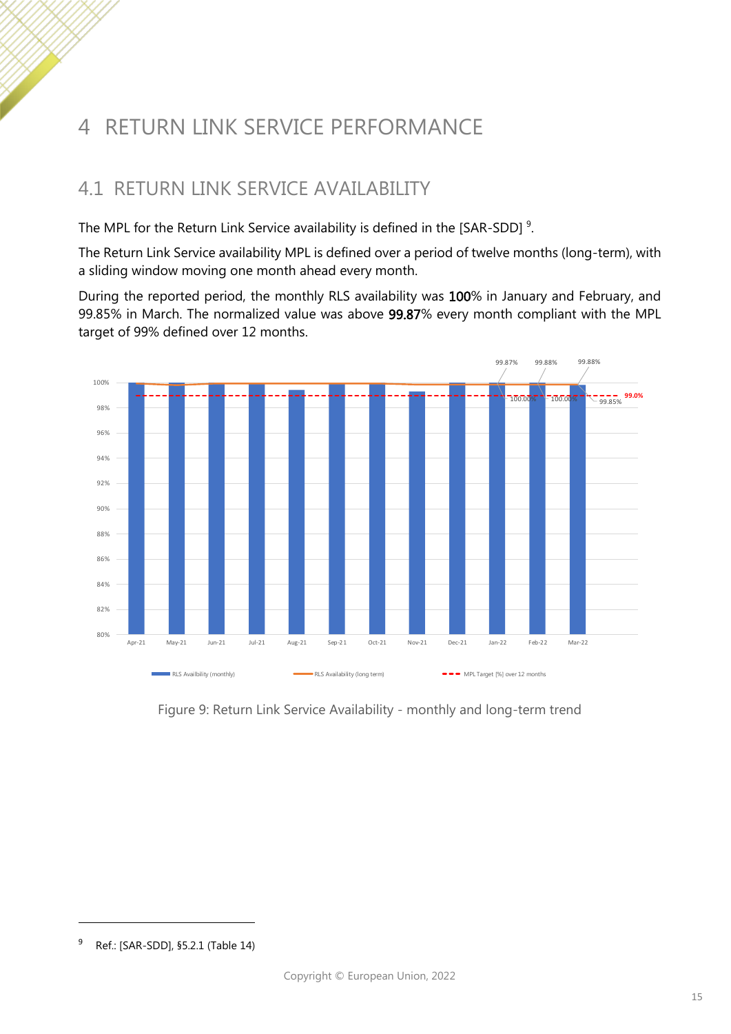# 4 RETURN LINK SERVICE PERFORMANCE

## 4.1 RETURN LINK SERVICE AVAILABILITY

The MPL for the Return Link Service availability is defined in the [SAR-SDD] [9].

The Return Link Service availability MPL is defined over a period of twelve months (long-term), with a sliding window moving one month ahead every month.

During the reported period, the monthly RLS availability was 100% in January and February, and 99.85% in March. The normalized value was above 99.87% every month compliant with the MPL target of 99% defined over 12 months.

Figure 9: Return Link Service Availability - monthly and long-term trend

---

[9] Ref.: [SAR-SDD], §5.2.1 (Table 14)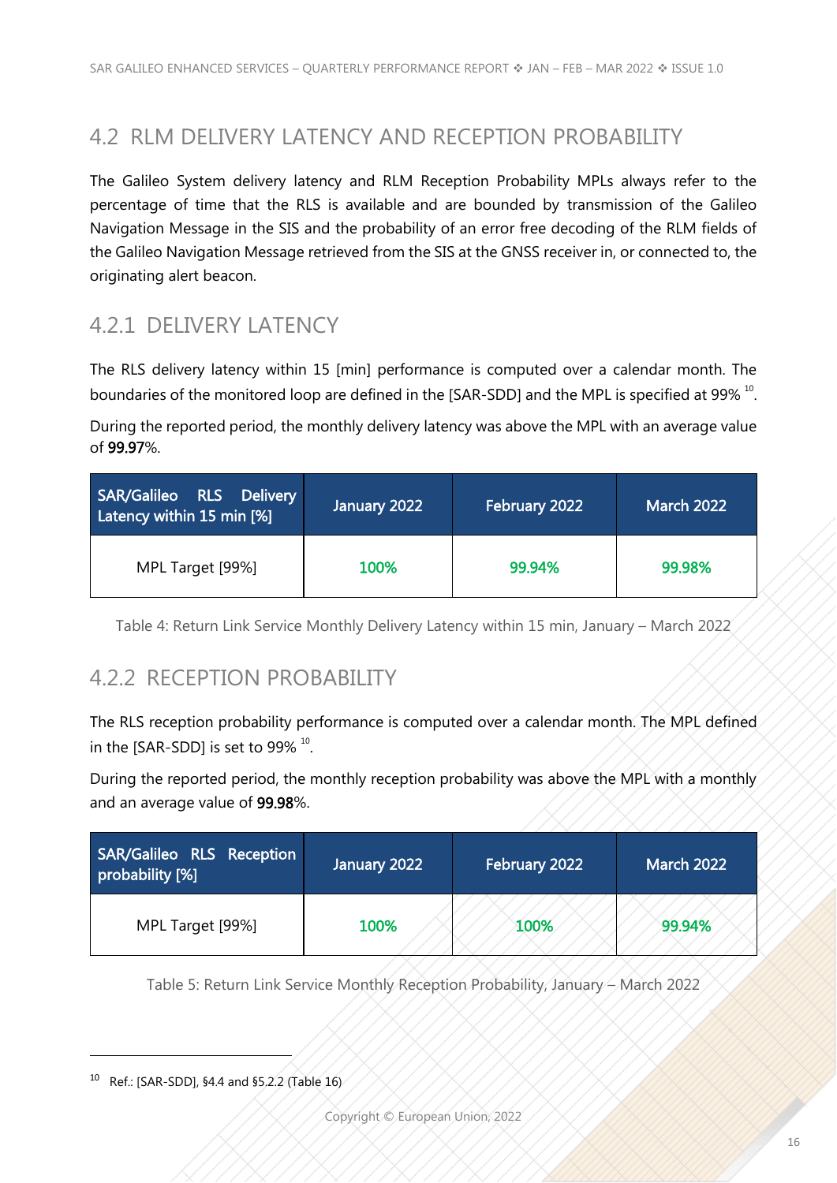## 4.2 RLM DELIVERY LATENCY AND RECEPTION PROBABILITY

The Galileo System delivery latency and RLM Reception Probability MPLs always refer to the percentage of time that the RLS is available and are bounded by transmission of the Galileo Navigation Message in the SIS and the probability of an error free decoding of the RLM fields of the Galileo Navigation Message retrieved from the SIS at the GNSS receiver in, or connected to, the originating alert beacon.

### 4.2.1 DELIVERY LATENCY

The RLS delivery latency within 15 [min] performance is computed over a calendar month. The boundaries of the monitored loop are defined in the [SAR-SDD] and the MPL is specified at 99% [10].

During the reported period, the monthly delivery latency was above the MPL with an average value of **99.97**%.

| SAR/Galileo RLS Delivery Latency within 15 min [%] | January 2022 | February 2022 | March 2022 |
|---|---|---|---|
| MPL Target [99%] | 100% | 99.94% | 99.98% |

Table 4: Return Link Service Monthly Delivery Latency within 15 min, January – March 2022

### 4.2.2 RECEPTION PROBABILITY

The RLS reception probability performance is computed over a calendar month. The MPL defined in the [SAR-SDD] is set to 99% [10].

During the reported period, the monthly reception probability was above the MPL with a monthly and an average value of **99.98**%.

| SAR/Galileo RLS Reception probability [%] | January 2022 | February 2022 | March 2022 |
|---|---|---|---|
| MPL Target [99%] | 100% | 100% | 99.94% |

Table 5: Return Link Service Monthly Reception Probability, January – March 2022

[10] Ref.: [SAR-SDD], §4.4 and §5.2.2 (Table 16)

Copyright © European Union, 2022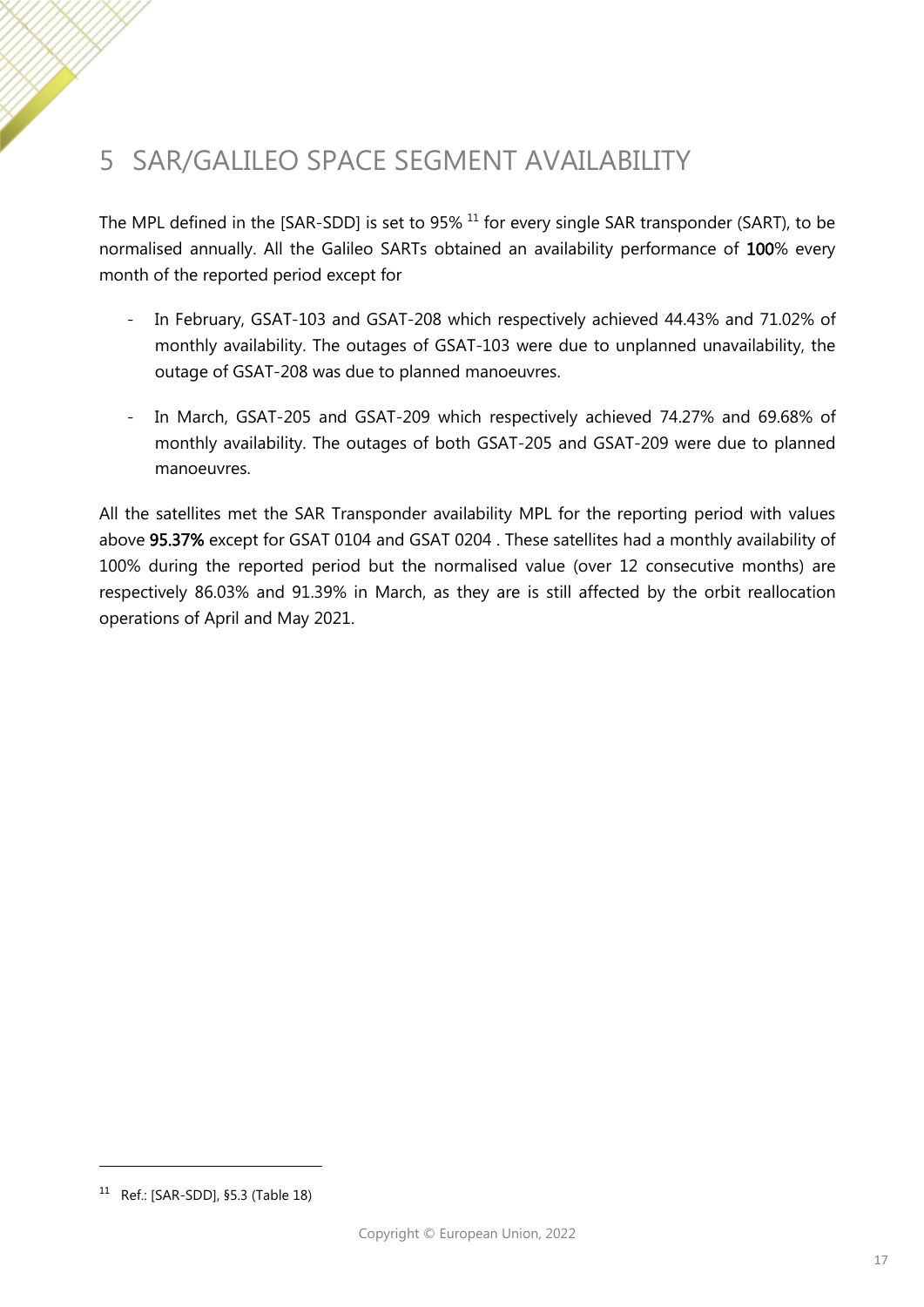# 5 SAR/GALILEO SPACE SEGMENT AVAILABILITY

The MPL defined in the [SAR-SDD] is set to 95% [11] for every single SAR transponder (SART), to be normalised annually. All the Galileo SARTs obtained an availability performance of **100**% every month of the reported period except for

- In February, GSAT-103 and GSAT-208 which respectively achieved 44.43% and 71.02% of monthly availability. The outages of GSAT-103 were due to unplanned unavailability, the outage of GSAT-208 was due to planned manoeuvres.
- In March, GSAT-205 and GSAT-209 which respectively achieved 74.27% and 69.68% of monthly availability. The outages of both GSAT-205 and GSAT-209 were due to planned manoeuvres.

All the satellites met the SAR Transponder availability MPL for the reporting period with values above **95.37%** except for GSAT 0104 and GSAT 0204 . These satellites had a monthly availability of 100% during the reported period but the normalised value (over 12 consecutive months) are respectively 86.03% and 91.39% in March, as they are is still affected by the orbit reallocation operations of April and May 2021.

[11] Ref.: [SAR-SDD], §5.3 (Table 18)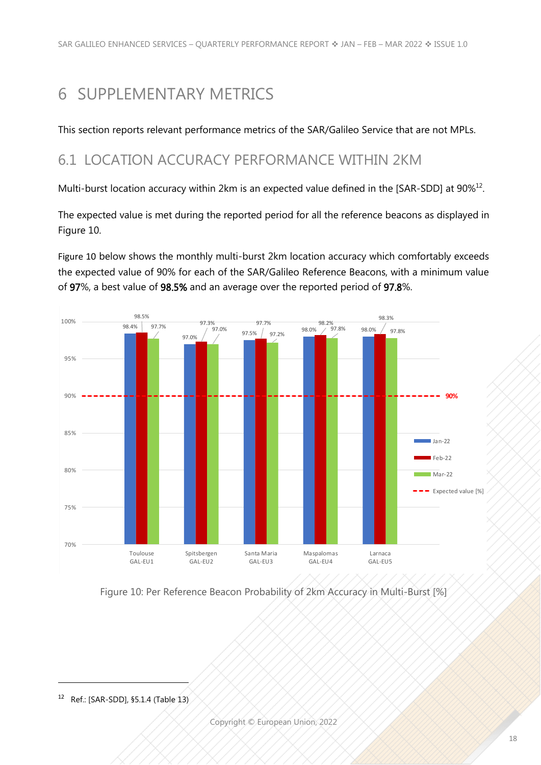# 6 SUPPLEMENTARY METRICS

This section reports relevant performance metrics of the SAR/Galileo Service that are not MPLs.

## 6.1 LOCATION ACCURACY PERFORMANCE WITHIN 2KM

Multi-burst location accuracy within 2km is an expected value defined in the [SAR-SDD] at 90%[12].

The expected value is met during the reported period for all the reference beacons as displayed in Figure 10.

Figure 10 below shows the monthly multi-burst 2km location accuracy which comfortably exceeds the expected value of 90% for each of the SAR/Galileo Reference Beacons, with a minimum value of **97**%, a best value of **98.5%** and an average over the reported period of **97.8**%.

| Reference Beacon | Jan-22 | Feb-22 | Mar-22 |
|---|---|---|---|
| Toulouse GAL-EU1 | 98.4% | 98.5% | 97.7% |
| Spitsbergen GAL-EU2 | 97.0% | 97.3% | 97.0% |
| Santa Maria GAL-EU3 | 97.5% | 97.7% | 97.2% |
| Maspalomas GAL-EU4 | 98.0% | 98.2% | 97.8% |
| Larnaca GAL-EU5 | 98.0% | 98.3% | 97.8% |

Expected value [%]: 90%

Figure 10: Per Reference Beacon Probability of 2km Accuracy in Multi-Burst [%]

[12] Ref.: [SAR-SDD], §5.1.4 (Table 13)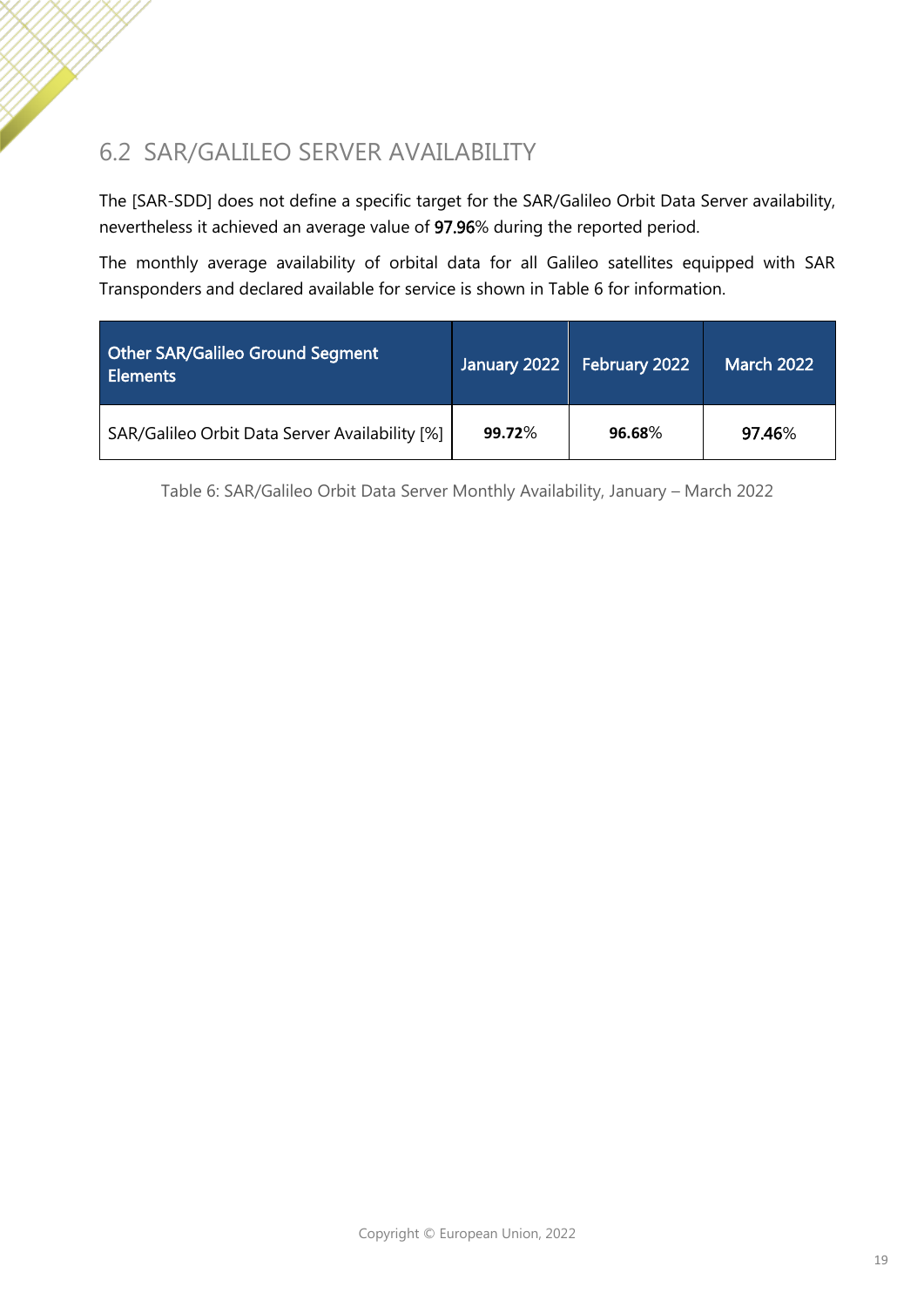## 6.2 SAR/GALILEO SERVER AVAILABILITY

The [SAR-SDD] does not define a specific target for the SAR/Galileo Orbit Data Server availability, nevertheless it achieved an average value of 97.96% during the reported period.

The monthly average availability of orbital data for all Galileo satellites equipped with SAR Transponders and declared available for service is shown in Table 6 for information.

| Other SAR/Galileo Ground Segment Elements | January 2022 | February 2022 | March 2022 |
|---|---|---|---|
| SAR/Galileo Orbit Data Server Availability [%] | **99.72**% | **96.68**% | 97.46% |

Table 6: SAR/Galileo Orbit Data Server Monthly Availability, January – March 2022

Copyright © European Union, 2022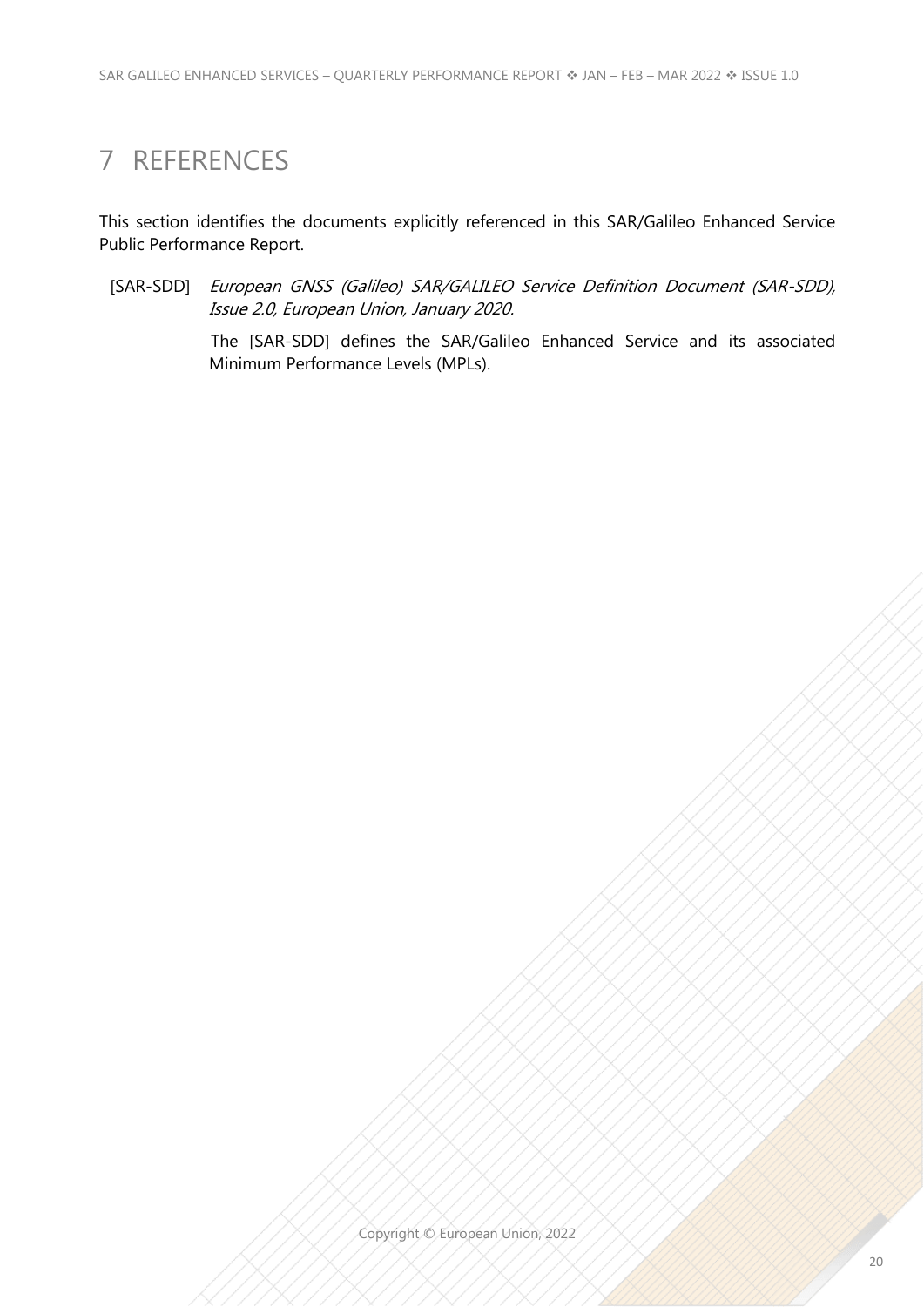# 7 REFERENCES

This section identifies the documents explicitly referenced in this SAR/Galileo Enhanced Service Public Performance Report.

[SAR-SDD] *European GNSS (Galileo) SAR/GALILEO Service Definition Document (SAR-SDD), Issue 2.0, European Union, January 2020.*

The [SAR-SDD] defines the SAR/Galileo Enhanced Service and its associated Minimum Performance Levels (MPLs).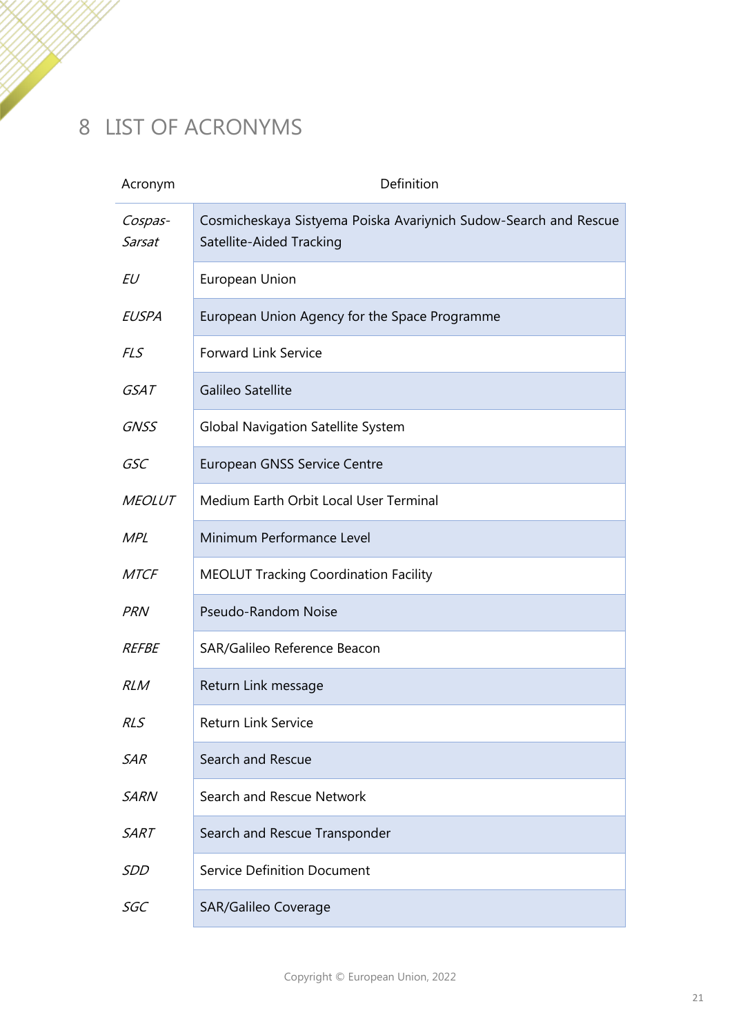# 8 LIST OF ACRONYMS

| Acronym | Definition |
|---|---|
| *Cospas-Sarsat* | Cosmicheskaya Sistyema Poiska Avariynich Sudow-Search and Rescue Satellite-Aided Tracking |
| *EU* | European Union |
| *EUSPA* | European Union Agency for the Space Programme |
| *FLS* | Forward Link Service |
| *GSAT* | Galileo Satellite |
| *GNSS* | Global Navigation Satellite System |
| *GSC* | European GNSS Service Centre |
| *MEOLUT* | Medium Earth Orbit Local User Terminal |
| *MPL* | Minimum Performance Level |
| *MTCF* | MEOLUT Tracking Coordination Facility |
| *PRN* | Pseudo-Random Noise |
| *REFBE* | SAR/Galileo Reference Beacon |
| *RLM* | Return Link message |
| *RLS* | Return Link Service |
| *SAR* | Search and Rescue |
| *SARN* | Search and Rescue Network |
| *SART* | Search and Rescue Transponder |
| *SDD* | Service Definition Document |
| *SGC* | SAR/Galileo Coverage |

Copyright © European Union, 2022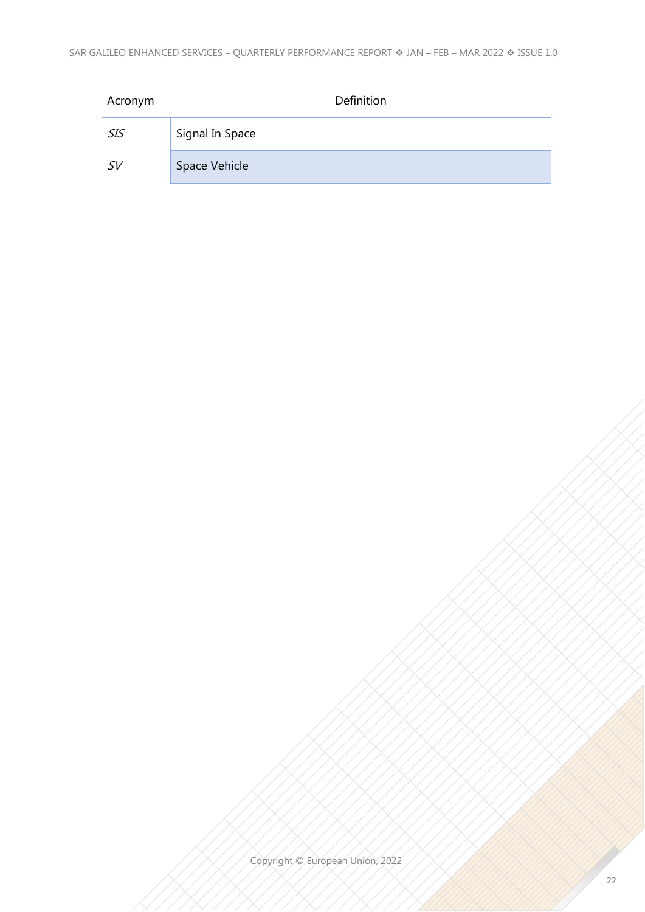| Acronym | Definition |
| --- | --- |
| *SIS* | Signal In Space |
| *SV* | Space Vehicle |

Copyright © European Union, 2022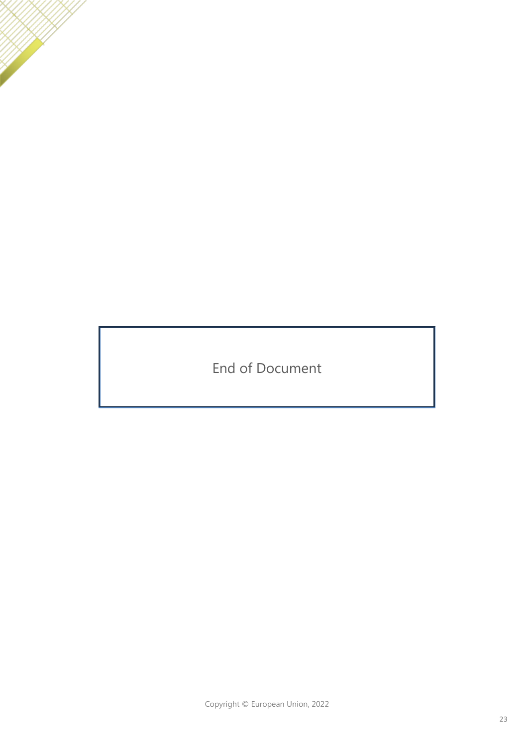End of Document

Copyright © European Union, 2022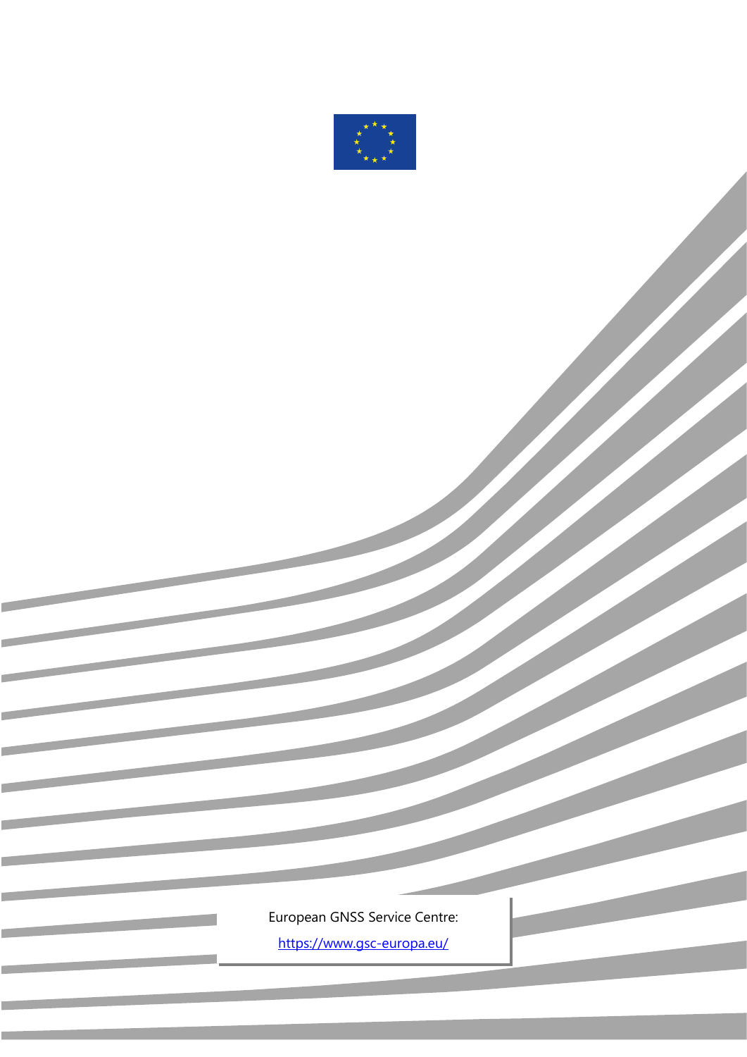European GNSS Service Centre:

https://www.gsc-europa.eu/